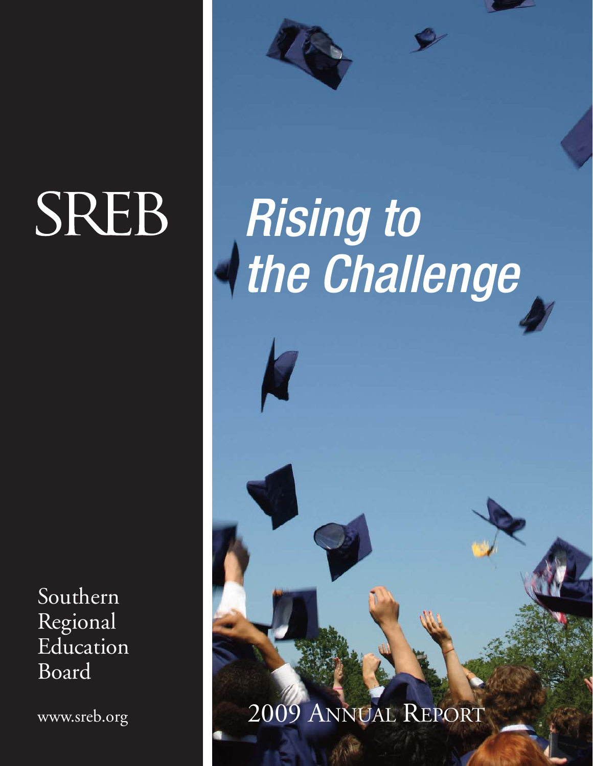# SREB

Southern Regional Education Board

www.sreb.org

# *Rising to the Challenge*

2009 Annual Report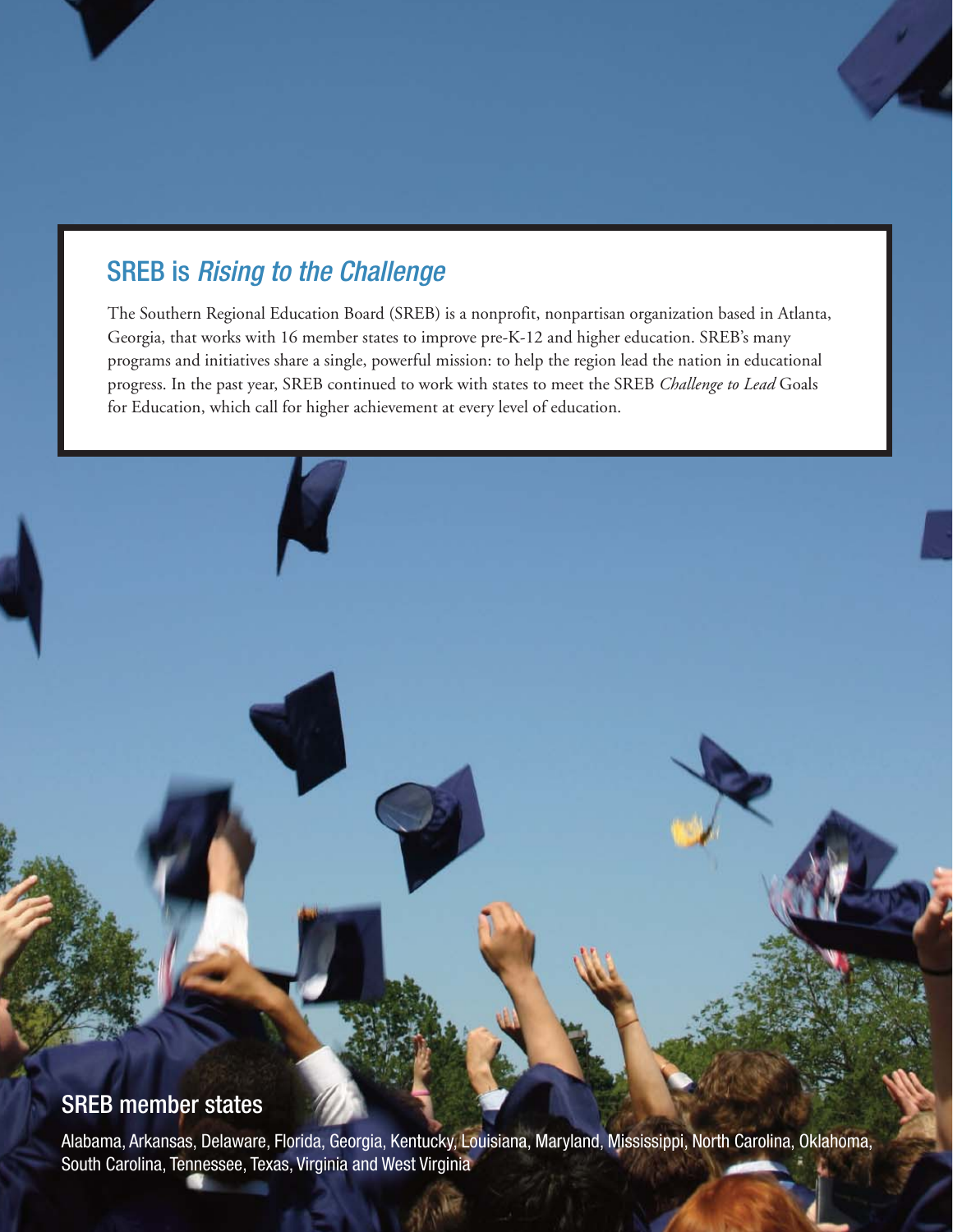## SREB is *Rising to the Challenge*

The Southern Regional Education Board (SREB) is a nonprofit, nonpartisan organization based in Atlanta, Georgia, that works with 16 member states to improve pre-K-12 and higher education. SREB's many programs and initiatives share a single, powerful mission: to help the region lead the nation in educational progress. In the past year, SREB continued to work with states to meet the SREB *Challenge to Lead* Goals for Education, which call for higher achievement at every level of education.

## SREB member states

Alabama, Arkansas, Delaware, Florida, Georgia, Kentucky, Louisiana, Maryland, Mississippi, North Carolina, Oklahoma, South Carolina, Tennessee, Texas, Virginia and West Virginia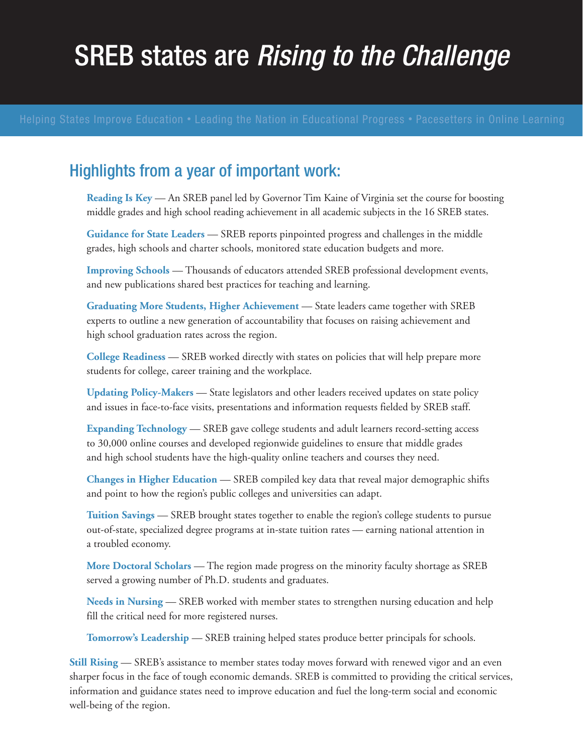# SREB states are *Rising to the Challenge*

Helping States Improve Education • Leading the Nation in Educational Progress • Pacesetters in Online Learning

## Highlights from a year of important work:

**Reading Is Key** — An SREB panel led by Governor Tim Kaine of Virginia set the course for boosting middle grades and high school reading achievement in all academic subjects in the 16 SREB states.

**Guidance for State Leaders** — SREB reports pinpointed progress and challenges in the middle grades, high schools and charter schools, monitored state education budgets and more.

**Improving Schools** — Thousands of educators attended SREB professional development events, and new publications shared best practices for teaching and learning.

**Graduating More Students, Higher Achievement** — State leaders came together with SREB experts to outline a new generation of accountability that focuses on raising achievement and high school graduation rates across the region.

**College Readiness** — SREB worked directly with states on policies that will help prepare more students for college, career training and the workplace.

**Updating Policy-Makers** — State legislators and other leaders received updates on state policy and issues in face-to-face visits, presentations and information requests fielded by SREB staff.

**Expanding Technology** — SREB gave college students and adult learners record-setting access to 30,000 online courses and developed regionwide guidelines to ensure that middle grades and high school students have the high-quality online teachers and courses they need.

**Changes in Higher Education** — SREB compiled key data that reveal major demographic shifts and point to how the region's public colleges and universities can adapt.

**Tuition Savings** — SREB brought states together to enable the region's college students to pursue out-of-state, specialized degree programs at in-state tuition rates — earning national attention in a troubled economy.

**More Doctoral Scholars** — The region made progress on the minority faculty shortage as SREB served a growing number of Ph.D. students and graduates.

**Needs in Nursing** — SREB worked with member states to strengthen nursing education and help fill the critical need for more registered nurses.

**Tomorrow's Leadership** — SREB training helped states produce better principals for schools.

**Still Rising** — SREB's assistance to member states today moves forward with renewed vigor and an even sharper focus in the face of tough economic demands. SREB is committed to providing the critical services, information and guidance states need to improve education and fuel the long-term social and economic well-being of the region.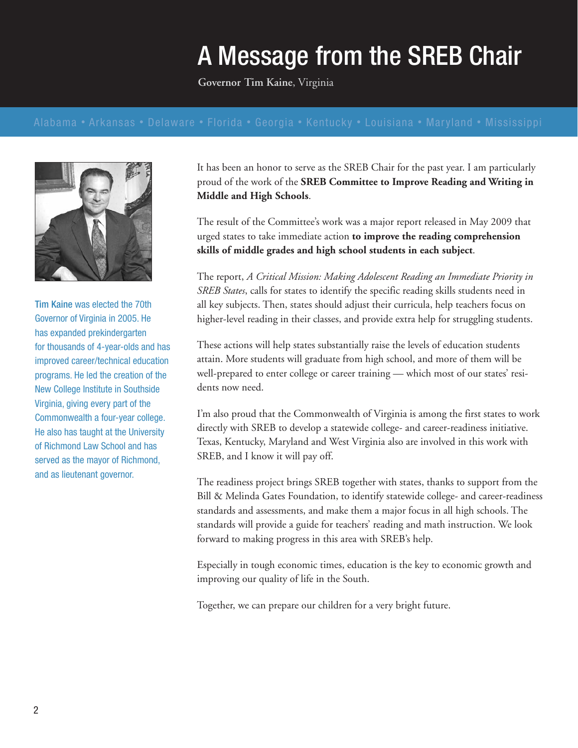# A Message from the SREB Chair

**Governor Tim Kaine**, Virginia

Alabama • Arkansas • Delaware • Florida • Georgia • Kentucky • Louisiana • Maryland • Mississippi

Tim Kaine was elected the 70th Governor of Virginia in 2005. He has expanded prekindergarten for thousands of 4-year-olds and has improved career/technical education programs. He led the creation of the New College Institute in Southside Virginia, giving every part of the Commonwealth a four-year college. He also has taught at the University of Richmond Law School and has served as the mayor of Richmond, and as lieutenant governor.

It has been an honor to serve as the SREB Chair for the past year. I am particularly proud of the work of the **SREB Committee to Improve Reading and Writing in Middle and High Schools**.

The result of the Committee's work was a major report released in May 2009 that urged states to take immediate action **to improve the reading comprehension skills of middle grades and high school students in each subject**.

The report, *A Critical Mission: Making Adolescent Reading an Immediate Priority in SREB States*, calls for states to identify the specific reading skills students need in all key subjects. Then, states should adjust their curricula, help teachers focus on higher-level reading in their classes, and provide extra help for struggling students.

These actions will help states substantially raise the levels of education students attain. More students will graduate from high school, and more of them will be well-prepared to enter college or career training — which most of our states' residents now need.

I'm also proud that the Commonwealth of Virginia is among the first states to work directly with SREB to develop a statewide college- and career-readiness initiative. Texas, Kentucky, Maryland and West Virginia also are involved in this work with SREB, and I know it will pay off.

The readiness project brings SREB together with states, thanks to support from the Bill & Melinda Gates Foundation, to identify statewide college- and career-readiness standards and assessments, and make them a major focus in all high schools. The standards will provide a guide for teachers' reading and math instruction. We look forward to making progress in this area with SREB's help.

Especially in tough economic times, education is the key to economic growth and improving our quality of life in the South.

Together, we can prepare our children for a very bright future.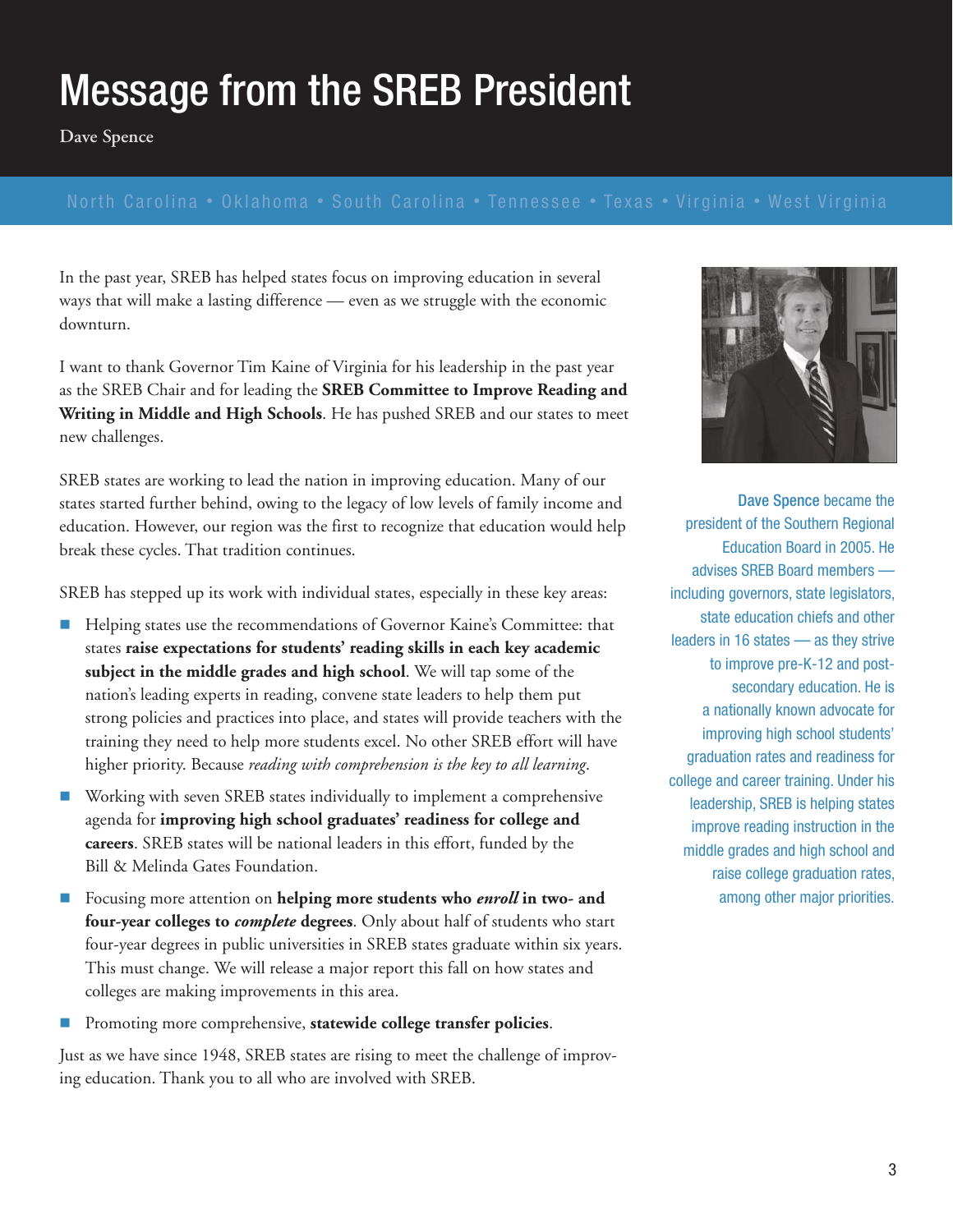# Message from the SREB President

**Dave Spence**

North Carolina • Oklahoma • South Carolina • Tennessee • Texas • Virginia • West Virginia

In the past year, SREB has helped states focus on improving education in several ways that will make a lasting difference — even as we struggle with the economic downturn.

I want to thank Governor Tim Kaine of Virginia for his leadership in the past year as the SREB Chair and for leading the **SREB Committee to Improve Reading and Writing in Middle and High Schools**. He has pushed SREB and our states to meet new challenges.

SREB states are working to lead the nation in improving education. Many of our states started further behind, owing to the legacy of low levels of family income and education. However, our region was the first to recognize that education would help break these cycles. That tradition continues.

SREB has stepped up its work with individual states, especially in these key areas:

- Helping states use the recommendations of Governor Kaine's Committee: that states **raise expectations for students' reading skills in each key academic subject in the middle grades and high school**. We will tap some of the nation's leading experts in reading, convene state leaders to help them put strong policies and practices into place, and states will provide teachers with the training they need to help more students excel. No other SREB effort will have higher priority. Because *reading with comprehension is the key to all learning*.
- Working with seven SREB states individually to implement a comprehensive agenda for **improving high school graduates' readiness for college and careers**. SREB states will be national leaders in this effort, funded by the Bill & Melinda Gates Foundation.
- Focusing more attention on **helping more students who *enroll* in two- and four-year colleges to *complete* degrees**. Only about half of students who start four-year degrees in public universities in SREB states graduate within six years. This must change. We will release a major report this fall on how states and colleges are making improvements in this area.
- Promoting more comprehensive, **statewide college transfer policies**.

Just as we have since 1948, SREB states are rising to meet the challenge of improving education. Thank you to all who are involved with SREB.

**Dave Spence** became the president of the Southern Regional Education Board in 2005. He advises SREB Board members — including governors, state legislators, state education chiefs and other leaders in 16 states — as they strive to improve pre-K-12 and postsecondary education. He is a nationally known advocate for improving high school students' graduation rates and readiness for college and career training. Under his leadership, SREB is helping states improve reading instruction in the middle grades and high school and raise college graduation rates, among other major priorities.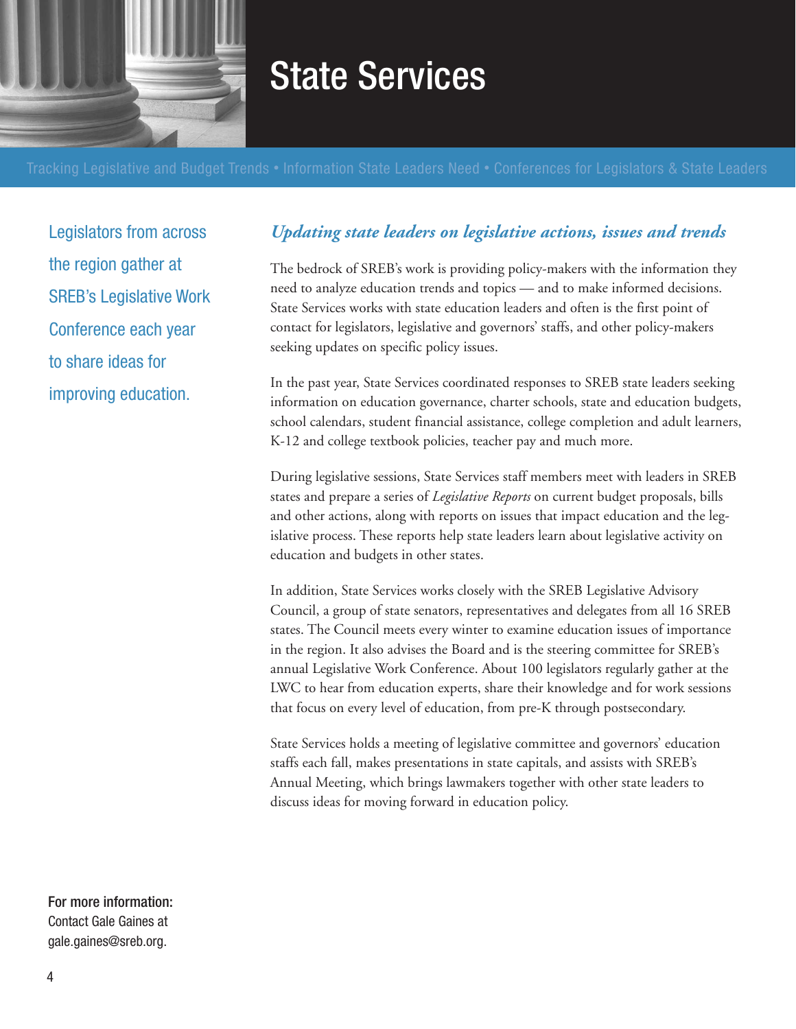# State Services

Tracking Legislative and Budget Trends • Information State Leaders Need • Conferences for Legislators & State Leaders

Legislators from across the region gather at SREB's Legislative Work Conference each year to share ideas for improving education.

## *Updating state leaders on legislative actions, issues and trends*

The bedrock of SREB's work is providing policy-makers with the information they need to analyze education trends and topics — and to make informed decisions. State Services works with state education leaders and often is the first point of contact for legislators, legislative and governors' staffs, and other policy-makers seeking updates on specific policy issues.

In the past year, State Services coordinated responses to SREB state leaders seeking information on education governance, charter schools, state and education budgets, school calendars, student financial assistance, college completion and adult learners, K-12 and college textbook policies, teacher pay and much more.

During legislative sessions, State Services staff members meet with leaders in SREB states and prepare a series of *Legislative Reports* on current budget proposals, bills and other actions, along with reports on issues that impact education and the legislative process. These reports help state leaders learn about legislative activity on education and budgets in other states.

In addition, State Services works closely with the SREB Legislative Advisory Council, a group of state senators, representatives and delegates from all 16 SREB states. The Council meets every winter to examine education issues of importance in the region. It also advises the Board and is the steering committee for SREB's annual Legislative Work Conference. About 100 legislators regularly gather at the LWC to hear from education experts, share their knowledge and for work sessions that focus on every level of education, from pre-K through postsecondary.

State Services holds a meeting of legislative committee and governors' education staffs each fall, makes presentations in state capitals, and assists with SREB's Annual Meeting, which brings lawmakers together with other state leaders to discuss ideas for moving forward in education policy.

**For more information:**
Contact Gale Gaines at gale.gaines@sreb.org.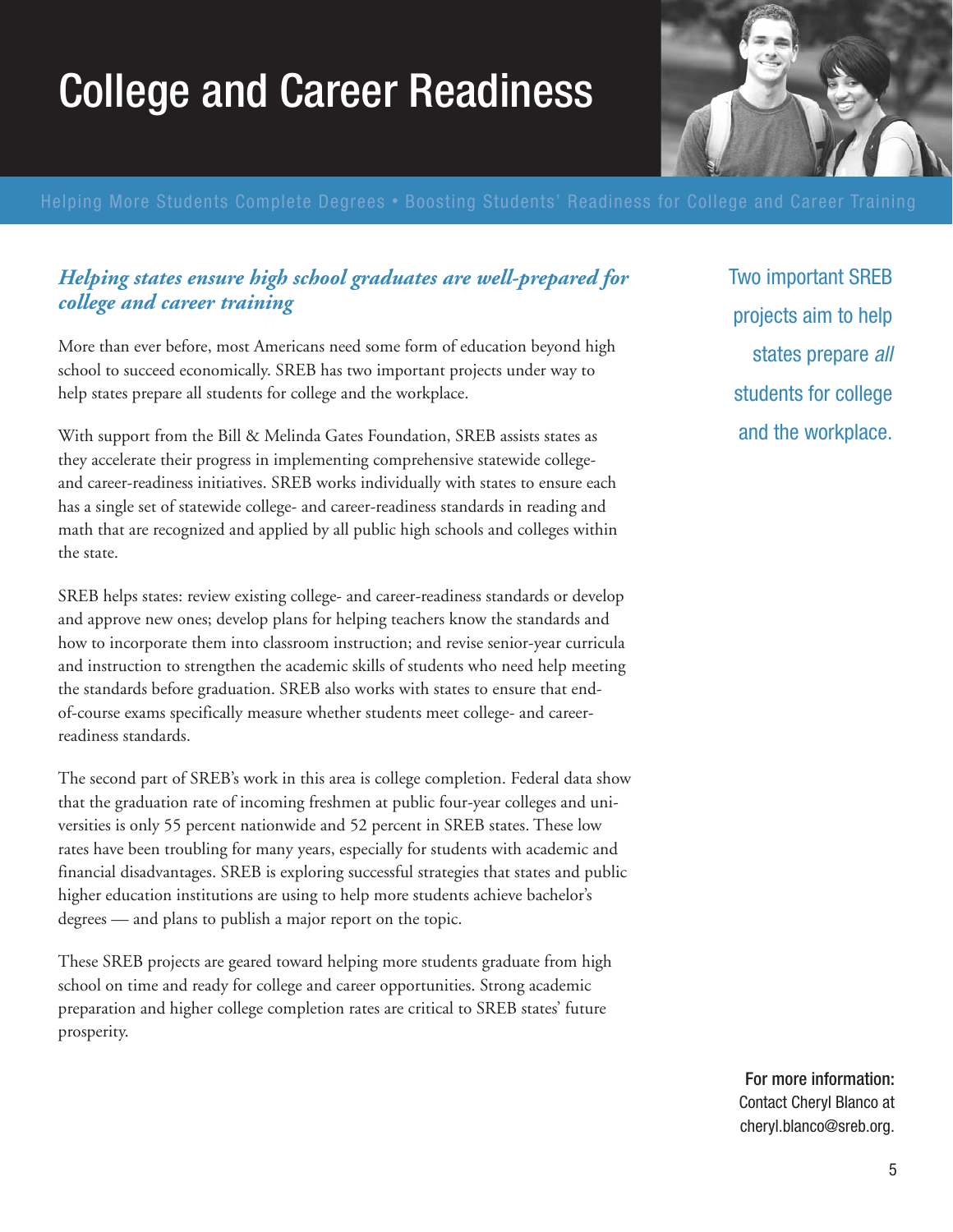# College and Career Readiness

Helping More Students Complete Degrees • Boosting Students' Readiness for College and Career Training

## *Helping states ensure high school graduates are well-prepared for college and career training*

More than ever before, most Americans need some form of education beyond high school to succeed economically. SREB has two important projects under way to help states prepare all students for college and the workplace.

With support from the Bill & Melinda Gates Foundation, SREB assists states as they accelerate their progress in implementing comprehensive statewide college- and career-readiness initiatives. SREB works individually with states to ensure each has a single set of statewide college- and career-readiness standards in reading and math that are recognized and applied by all public high schools and colleges within the state.

SREB helps states: review existing college- and career-readiness standards or develop and approve new ones; develop plans for helping teachers know the standards and how to incorporate them into classroom instruction; and revise senior-year curricula and instruction to strengthen the academic skills of students who need help meeting the standards before graduation. SREB also works with states to ensure that end-of-course exams specifically measure whether students meet college- and career-readiness standards.

The second part of SREB's work in this area is college completion. Federal data show that the graduation rate of incoming freshmen at public four-year colleges and universities is only 55 percent nationwide and 52 percent in SREB states. These low rates have been troubling for many years, especially for students with academic and financial disadvantages. SREB is exploring successful strategies that states and public higher education institutions are using to help more students achieve bachelor's degrees — and plans to publish a major report on the topic.

These SREB projects are geared toward helping more students graduate from high school on time and ready for college and career opportunities. Strong academic preparation and higher college completion rates are critical to SREB states' future prosperity.

Two important SREB projects aim to help states prepare *all* students for college and the workplace.

**For more information:**
Contact Cheryl Blanco at cheryl.blanco@sreb.org.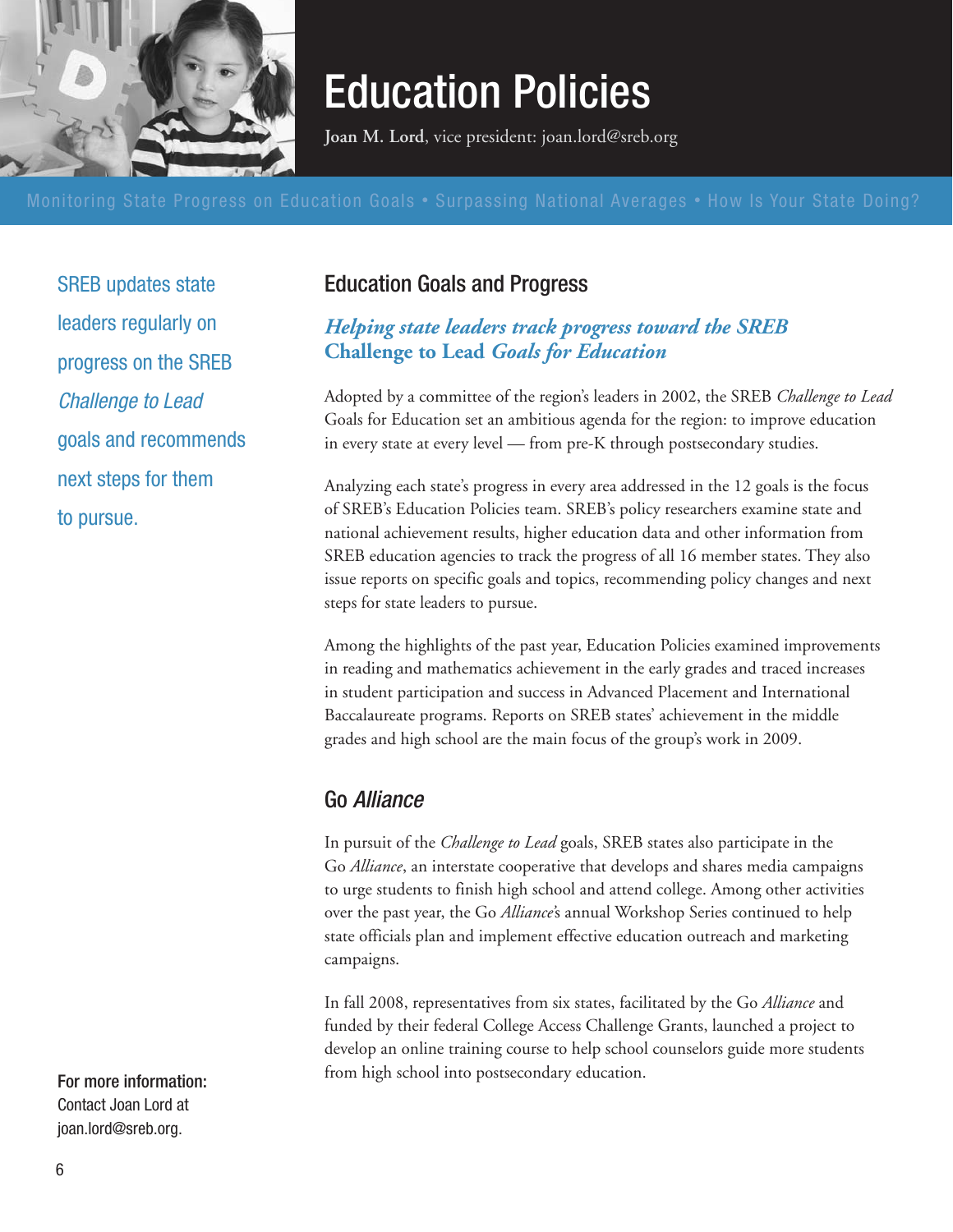# Education Policies

**Joan M. Lord**, vice president: joan.lord@sreb.org

Monitoring State Progress on Education Goals • Surpassing National Averages • How Is Your State Doing?

SREB updates state leaders regularly on progress on the SREB *Challenge to Lead* goals and recommends next steps for them to pursue.

## Education Goals and Progress

### *Helping state leaders track progress toward the SREB* Challenge to Lead *Goals for Education*

Adopted by a committee of the region's leaders in 2002, the SREB *Challenge to Lead* Goals for Education set an ambitious agenda for the region: to improve education in every state at every level — from pre-K through postsecondary studies.

Analyzing each state's progress in every area addressed in the 12 goals is the focus of SREB's Education Policies team. SREB's policy researchers examine state and national achievement results, higher education data and other information from SREB education agencies to track the progress of all 16 member states. They also issue reports on specific goals and topics, recommending policy changes and next steps for state leaders to pursue.

Among the highlights of the past year, Education Policies examined improvements in reading and mathematics achievement in the early grades and traced increases in student participation and success in Advanced Placement and International Baccalaureate programs. Reports on SREB states' achievement in the middle grades and high school are the main focus of the group's work in 2009.

## Go *Alliance*

In pursuit of the *Challenge to Lead* goals, SREB states also participate in the Go *Alliance*, an interstate cooperative that develops and shares media campaigns to urge students to finish high school and attend college. Among other activities over the past year, the Go *Alliance*'s annual Workshop Series continued to help state officials plan and implement effective education outreach and marketing campaigns.

In fall 2008, representatives from six states, facilitated by the Go *Alliance* and funded by their federal College Access Challenge Grants, launched a project to develop an online training course to help school counselors guide more students from high school into postsecondary education.

**For more information:**
Contact Joan Lord at joan.lord@sreb.org.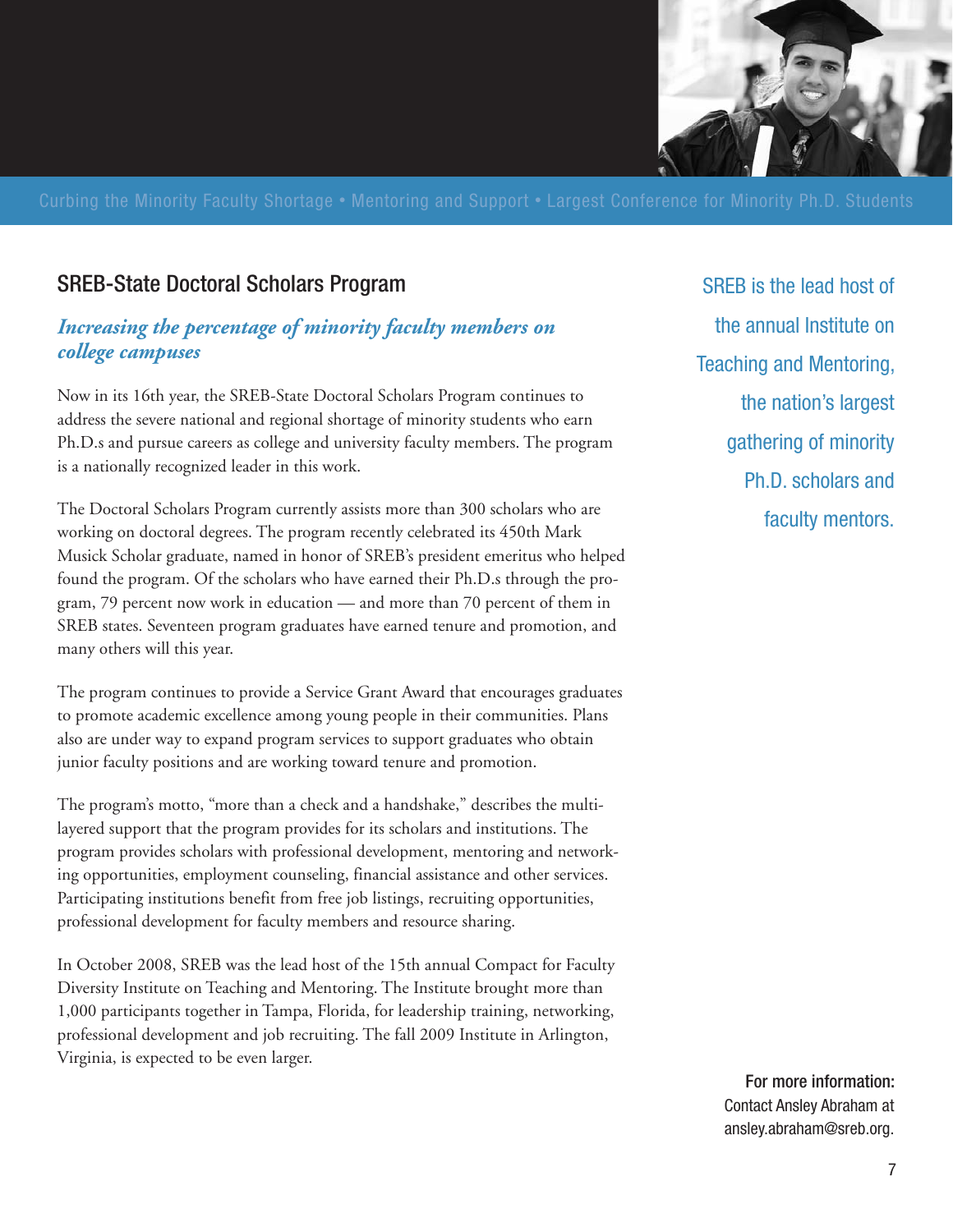Curbing the Minority Faculty Shortage • Mentoring and Support • Largest Conference for Minority Ph.D. Students

## SREB-State Doctoral Scholars Program

### *Increasing the percentage of minority faculty members on college campuses*

Now in its 16th year, the SREB-State Doctoral Scholars Program continues to address the severe national and regional shortage of minority students who earn Ph.D.s and pursue careers as college and university faculty members. The program is a nationally recognized leader in this work.

The Doctoral Scholars Program currently assists more than 300 scholars who are working on doctoral degrees. The program recently celebrated its 450th Mark Musick Scholar graduate, named in honor of SREB's president emeritus who helped found the program. Of the scholars who have earned their Ph.D.s through the program, 79 percent now work in education — and more than 70 percent of them in SREB states. Seventeen program graduates have earned tenure and promotion, and many others will this year.

The program continues to provide a Service Grant Award that encourages graduates to promote academic excellence among young people in their communities. Plans also are under way to expand program services to support graduates who obtain junior faculty positions and are working toward tenure and promotion.

The program's motto, "more than a check and a handshake," describes the multi-layered support that the program provides for its scholars and institutions. The program provides scholars with professional development, mentoring and networking opportunities, employment counseling, financial assistance and other services. Participating institutions benefit from free job listings, recruiting opportunities, professional development for faculty members and resource sharing.

In October 2008, SREB was the lead host of the 15th annual Compact for Faculty Diversity Institute on Teaching and Mentoring. The Institute brought more than 1,000 participants together in Tampa, Florida, for leadership training, networking, professional development and job recruiting. The fall 2009 Institute in Arlington, Virginia, is expected to be even larger.

SREB is the lead host of the annual Institute on Teaching and Mentoring, the nation's largest gathering of minority Ph.D. scholars and faculty mentors.

**For more information:**
Contact Ansley Abraham at ansley.abraham@sreb.org.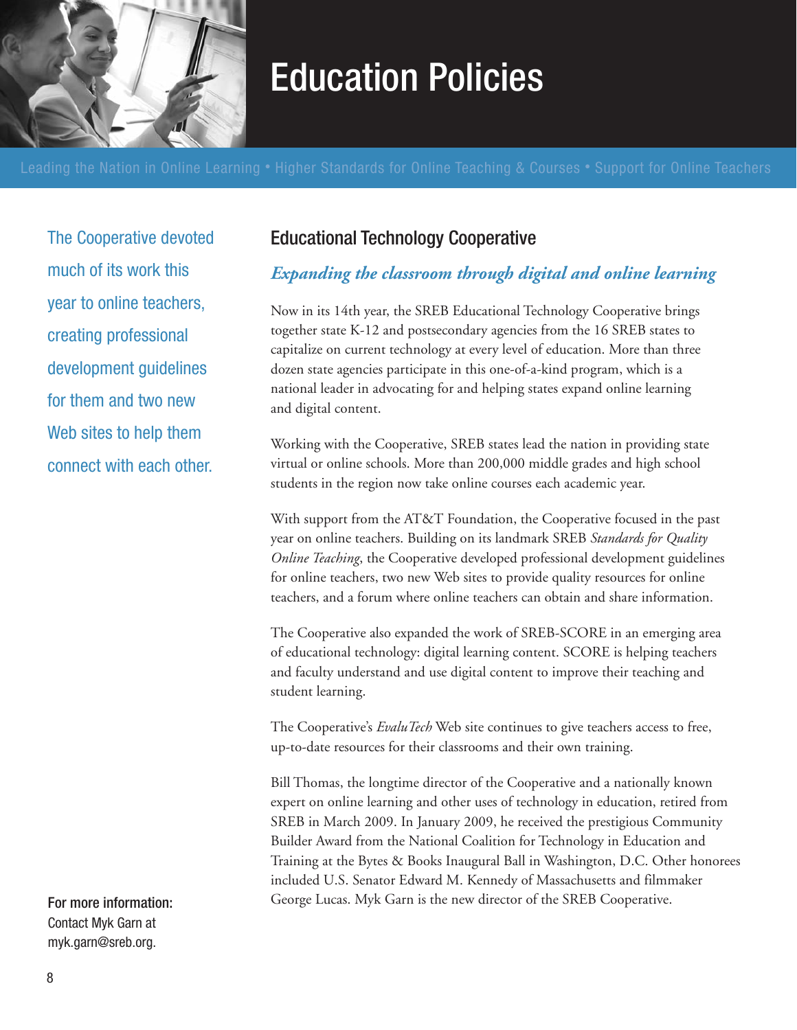# Education Policies

Leading the Nation in Online Learning • Higher Standards for Online Teaching & Courses • Support for Online Teachers

The Cooperative devoted much of its work this year to online teachers, creating professional development guidelines for them and two new Web sites to help them connect with each other.

## Educational Technology Cooperative

### *Expanding the classroom through digital and online learning*

Now in its 14th year, the SREB Educational Technology Cooperative brings together state K-12 and postsecondary agencies from the 16 SREB states to capitalize on current technology at every level of education. More than three dozen state agencies participate in this one-of-a-kind program, which is a national leader in advocating for and helping states expand online learning and digital content.

Working with the Cooperative, SREB states lead the nation in providing state virtual or online schools. More than 200,000 middle grades and high school students in the region now take online courses each academic year.

With support from the AT&T Foundation, the Cooperative focused in the past year on online teachers. Building on its landmark SREB *Standards for Quality Online Teaching*, the Cooperative developed professional development guidelines for online teachers, two new Web sites to provide quality resources for online teachers, and a forum where online teachers can obtain and share information.

The Cooperative also expanded the work of SREB-SCORE in an emerging area of educational technology: digital learning content. SCORE is helping teachers and faculty understand and use digital content to improve their teaching and student learning.

The Cooperative's *EvaluTech* Web site continues to give teachers access to free, up-to-date resources for their classrooms and their own training.

Bill Thomas, the longtime director of the Cooperative and a nationally known expert on online learning and other uses of technology in education, retired from SREB in March 2009. In January 2009, he received the prestigious Community Builder Award from the National Coalition for Technology in Education and Training at the Bytes & Books Inaugural Ball in Washington, D.C. Other honorees included U.S. Senator Edward M. Kennedy of Massachusetts and filmmaker George Lucas. Myk Garn is the new director of the SREB Cooperative.

**For more information:**
Contact Myk Garn at myk.garn@sreb.org.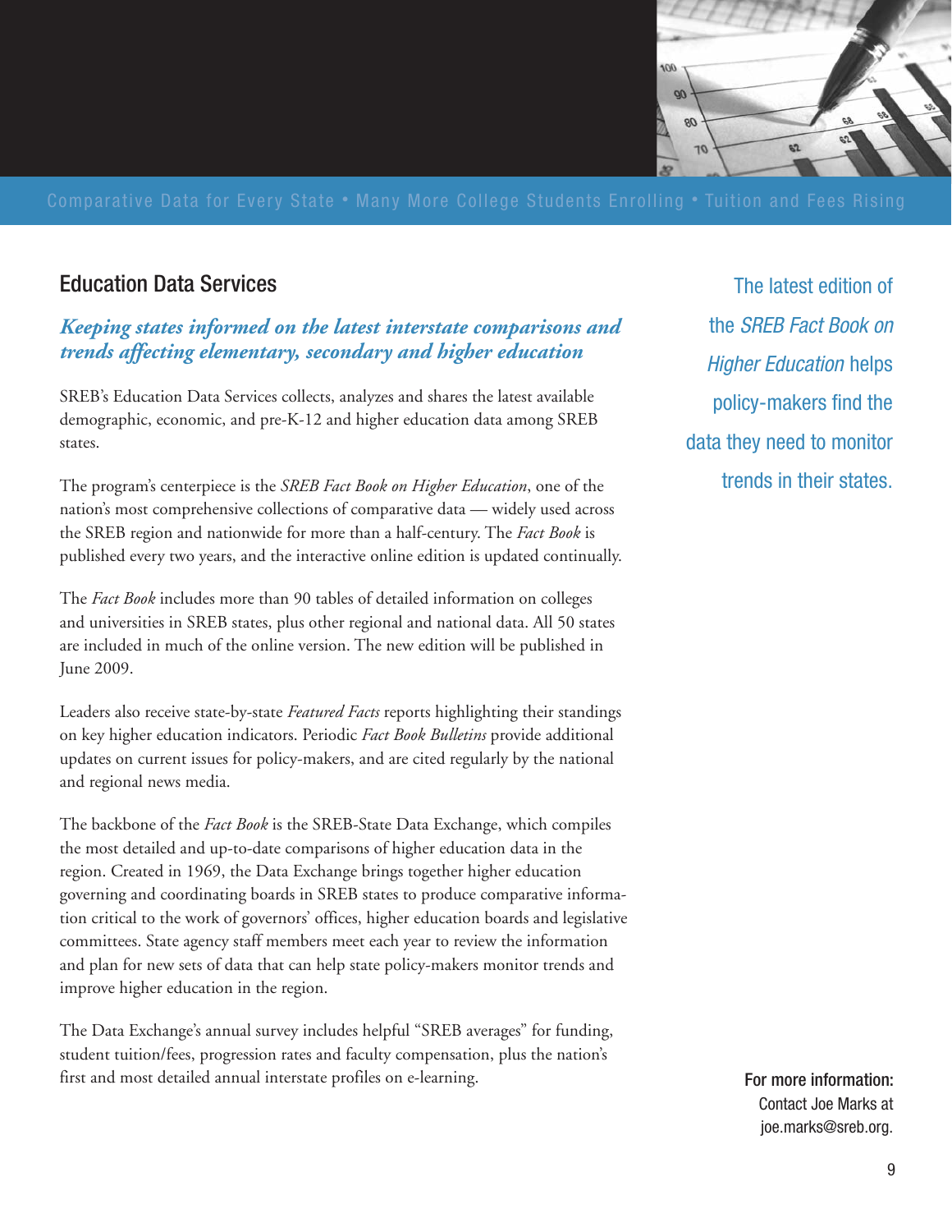Comparative Data for Every State • Many More College Students Enrolling • Tuition and Fees Rising

## Education Data Services

***Keeping states informed on the latest interstate comparisons and trends affecting elementary, secondary and higher education***

SREB's Education Data Services collects, analyzes and shares the latest available demographic, economic, and pre-K-12 and higher education data among SREB states.

The program's centerpiece is the *SREB Fact Book on Higher Education*, one of the nation's most comprehensive collections of comparative data — widely used across the SREB region and nationwide for more than a half-century. The *Fact Book* is published every two years, and the interactive online edition is updated continually.

The *Fact Book* includes more than 90 tables of detailed information on colleges and universities in SREB states, plus other regional and national data. All 50 states are included in much of the online version. The new edition will be published in June 2009.

Leaders also receive state-by-state *Featured Facts* reports highlighting their standings on key higher education indicators. Periodic *Fact Book Bulletins* provide additional updates on current issues for policy-makers, and are cited regularly by the national and regional news media.

The backbone of the *Fact Book* is the SREB-State Data Exchange, which compiles the most detailed and up-to-date comparisons of higher education data in the region. Created in 1969, the Data Exchange brings together higher education governing and coordinating boards in SREB states to produce comparative information critical to the work of governors' offices, higher education boards and legislative committees. State agency staff members meet each year to review the information and plan for new sets of data that can help state policy-makers monitor trends and improve higher education in the region.

The Data Exchange's annual survey includes helpful "SREB averages" for funding, student tuition/fees, progression rates and faculty compensation, plus the nation's first and most detailed annual interstate profiles on e-learning.

The latest edition of the *SREB Fact Book on Higher Education* helps policy-makers find the data they need to monitor trends in their states.

**For more information:**
Contact Joe Marks at joe.marks@sreb.org.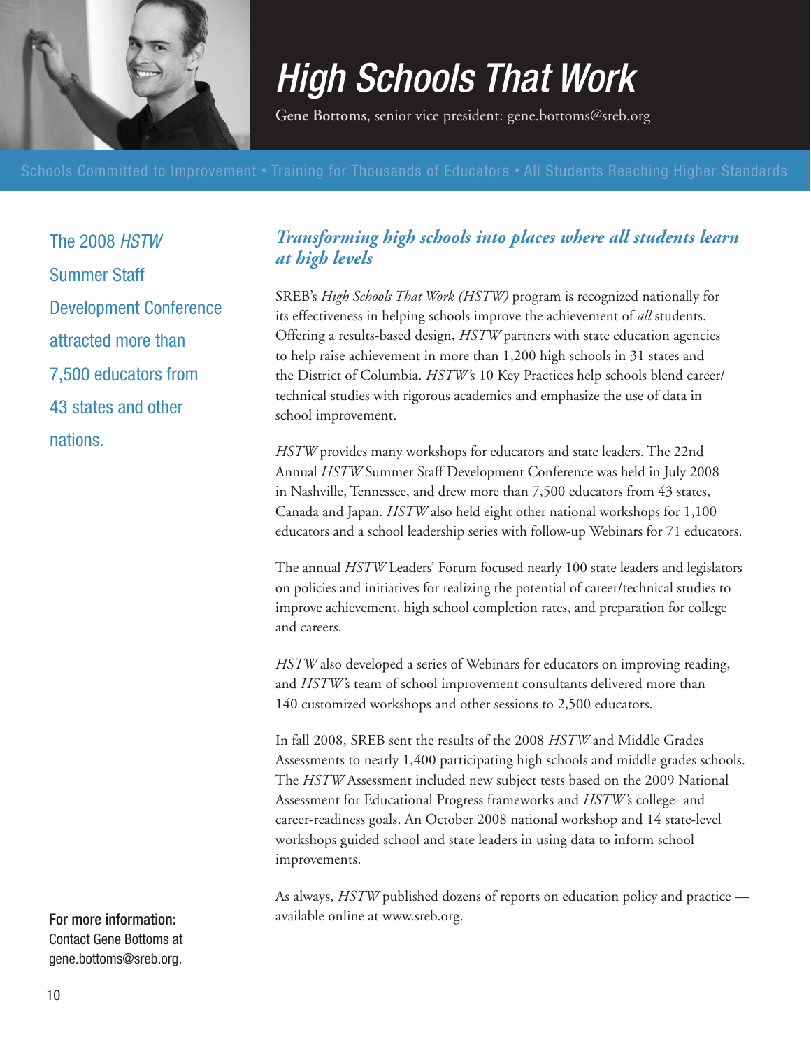# *High Schools That Work*

**Gene Bottoms**, senior vice president: gene.bottoms@sreb.org

Schools Committed to Improvement • Training for Thousands of Educators • All Students Reaching Higher Standards

The 2008 *HSTW* Summer Staff Development Conference attracted more than 7,500 educators from 43 states and other nations.

## *Transforming high schools into places where all students learn at high levels*

SREB's *High Schools That Work (HSTW)* program is recognized nationally for its effectiveness in helping schools improve the achievement of *all* students. Offering a results-based design, *HSTW* partners with state education agencies to help raise achievement in more than 1,200 high schools in 31 states and the District of Columbia. *HSTW*'s 10 Key Practices help schools blend career/technical studies with rigorous academics and emphasize the use of data in school improvement.

*HSTW* provides many workshops for educators and state leaders. The 22nd Annual *HSTW* Summer Staff Development Conference was held in July 2008 in Nashville, Tennessee, and drew more than 7,500 educators from 43 states, Canada and Japan. *HSTW* also held eight other national workshops for 1,100 educators and a school leadership series with follow-up Webinars for 71 educators.

The annual *HSTW* Leaders' Forum focused nearly 100 state leaders and legislators on policies and initiatives for realizing the potential of career/technical studies to improve achievement, high school completion rates, and preparation for college and careers.

*HSTW* also developed a series of Webinars for educators on improving reading, and *HSTW*'s team of school improvement consultants delivered more than 140 customized workshops and other sessions to 2,500 educators.

In fall 2008, SREB sent the results of the 2008 *HSTW* and Middle Grades Assessments to nearly 1,400 participating high schools and middle grades schools. The *HSTW* Assessment included new subject tests based on the 2009 National Assessment for Educational Progress frameworks and *HSTW*'s college- and career-readiness goals. An October 2008 national workshop and 14 state-level workshops guided school and state leaders in using data to inform school improvements.

As always, *HSTW* published dozens of reports on education policy and practice — available online at www.sreb.org.

**For more information:**
Contact Gene Bottoms at gene.bottoms@sreb.org.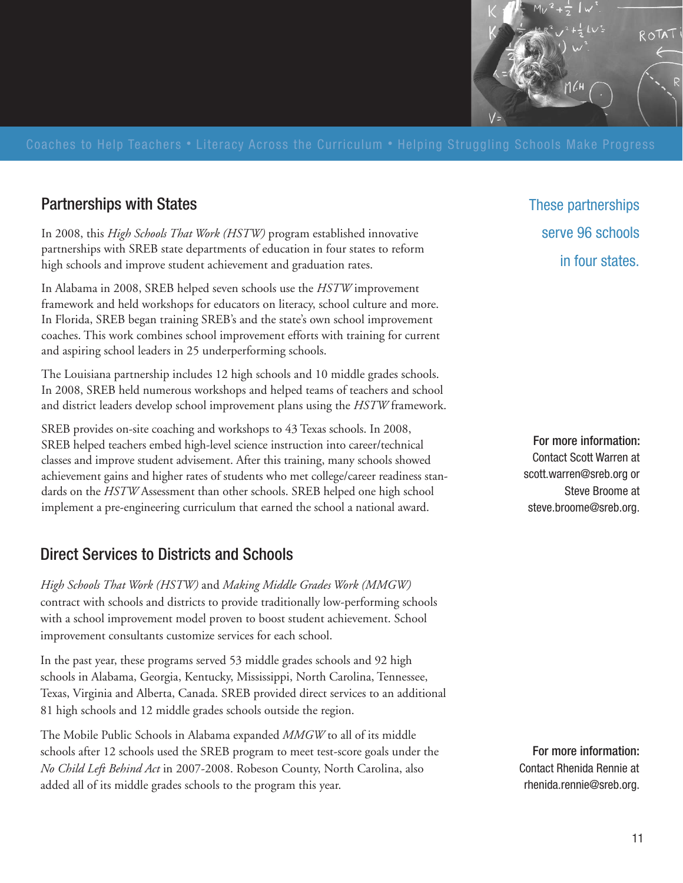Coaches to Help Teachers • Literacy Across the Curriculum • Helping Struggling Schools Make Progress

## Partnerships with States

In 2008, this *High Schools That Work (HSTW)* program established innovative partnerships with SREB state departments of education in four states to reform high schools and improve student achievement and graduation rates.

In Alabama in 2008, SREB helped seven schools use the *HSTW* improvement framework and held workshops for educators on literacy, school culture and more. In Florida, SREB began training SREB's and the state's own school improvement coaches. This work combines school improvement efforts with training for current and aspiring school leaders in 25 underperforming schools.

The Louisiana partnership includes 12 high schools and 10 middle grades schools. In 2008, SREB held numerous workshops and helped teams of teachers and school and district leaders develop school improvement plans using the *HSTW* framework.

SREB provides on-site coaching and workshops to 43 Texas schools. In 2008, SREB helped teachers embed high-level science instruction into career/technical classes and improve student advisement. After this training, many schools showed achievement gains and higher rates of students who met college/career readiness standards on the *HSTW* Assessment than other schools. SREB helped one high school implement a pre-engineering curriculum that earned the school a national award.

These partnerships serve 96 schools in four states.

**For more information:**
Contact Scott Warren at scott.warren@sreb.org or Steve Broome at steve.broome@sreb.org.

## Direct Services to Districts and Schools

*High Schools That Work (HSTW)* and *Making Middle Grades Work (MMGW)* contract with schools and districts to provide traditionally low-performing schools with a school improvement model proven to boost student achievement. School improvement consultants customize services for each school.

In the past year, these programs served 53 middle grades schools and 92 high schools in Alabama, Georgia, Kentucky, Mississippi, North Carolina, Tennessee, Texas, Virginia and Alberta, Canada. SREB provided direct services to an additional 81 high schools and 12 middle grades schools outside the region.

The Mobile Public Schools in Alabama expanded *MMGW* to all of its middle schools after 12 schools used the SREB program to meet test-score goals under the *No Child Left Behind Act* in 2007-2008. Robeson County, North Carolina, also added all of its middle grades schools to the program this year.

**For more information:**
Contact Rhenida Rennie at rhenida.rennie@sreb.org.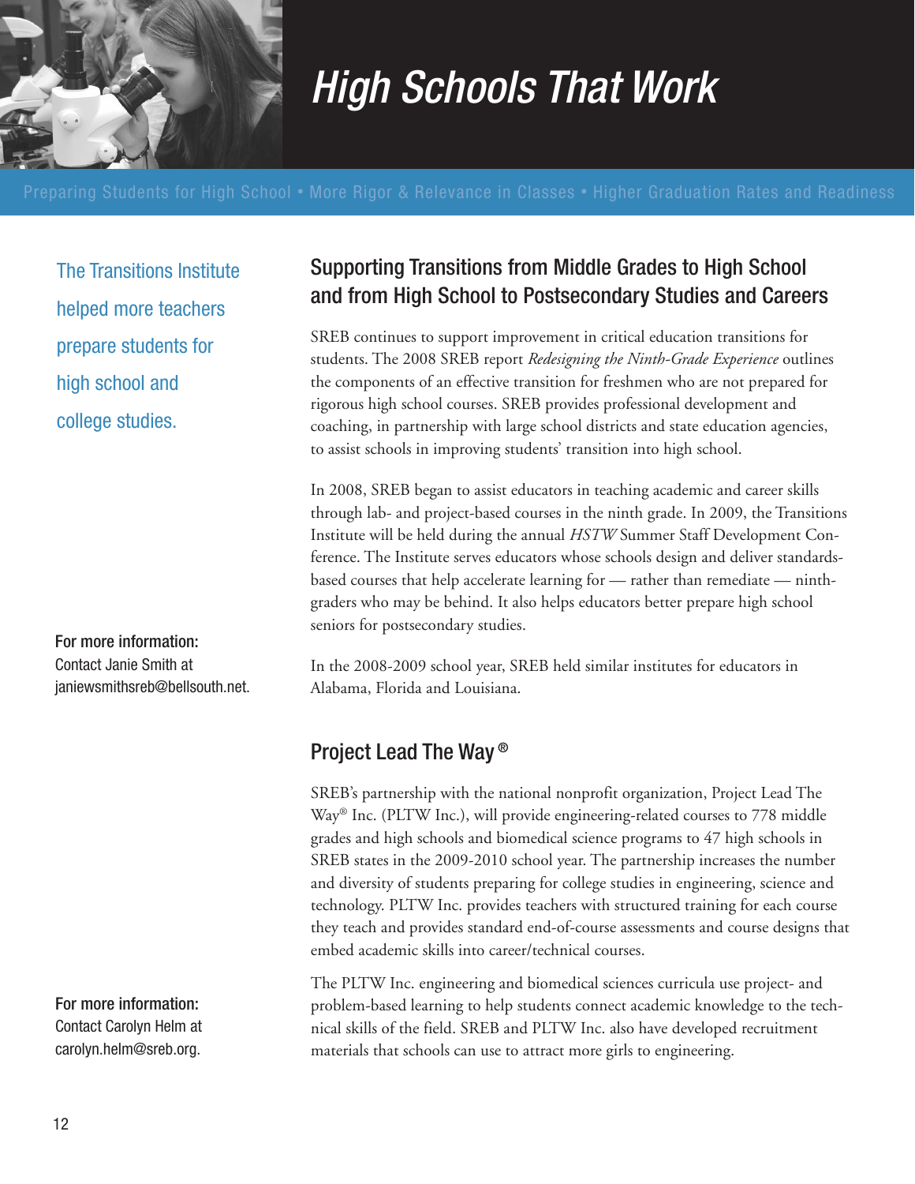# High Schools That Work

Preparing Students for High School • More Rigor & Relevance in Classes • Higher Graduation Rates and Readiness

The Transitions Institute helped more teachers prepare students for high school and college studies.

## Supporting Transitions from Middle Grades to High School and from High School to Postsecondary Studies and Careers

SREB continues to support improvement in critical education transitions for students. The 2008 SREB report *Redesigning the Ninth-Grade Experience* outlines the components of an effective transition for freshmen who are not prepared for rigorous high school courses. SREB provides professional development and coaching, in partnership with large school districts and state education agencies, to assist schools in improving students' transition into high school.

In 2008, SREB began to assist educators in teaching academic and career skills through lab- and project-based courses in the ninth grade. In 2009, the Transitions Institute will be held during the annual *HSTW* Summer Staff Development Conference. The Institute serves educators whose schools design and deliver standards-based courses that help accelerate learning for — rather than remediate — ninth-graders who may be behind. It also helps educators better prepare high school seniors for postsecondary studies.

In the 2008-2009 school year, SREB held similar institutes for educators in Alabama, Florida and Louisiana.

For more information: Contact Janie Smith at janiewsmithsreb@bellsouth.net.

## Project Lead The Way®

SREB's partnership with the national nonprofit organization, Project Lead The Way® Inc. (PLTW Inc.), will provide engineering-related courses to 778 middle grades and high schools and biomedical science programs to 47 high schools in SREB states in the 2009-2010 school year. The partnership increases the number and diversity of students preparing for college studies in engineering, science and technology. PLTW Inc. provides teachers with structured training for each course they teach and provides standard end-of-course assessments and course designs that embed academic skills into career/technical courses.

The PLTW Inc. engineering and biomedical sciences curricula use project- and problem-based learning to help students connect academic knowledge to the technical skills of the field. SREB and PLTW Inc. also have developed recruitment materials that schools can use to attract more girls to engineering.

For more information: Contact Carolyn Helm at carolyn.helm@sreb.org.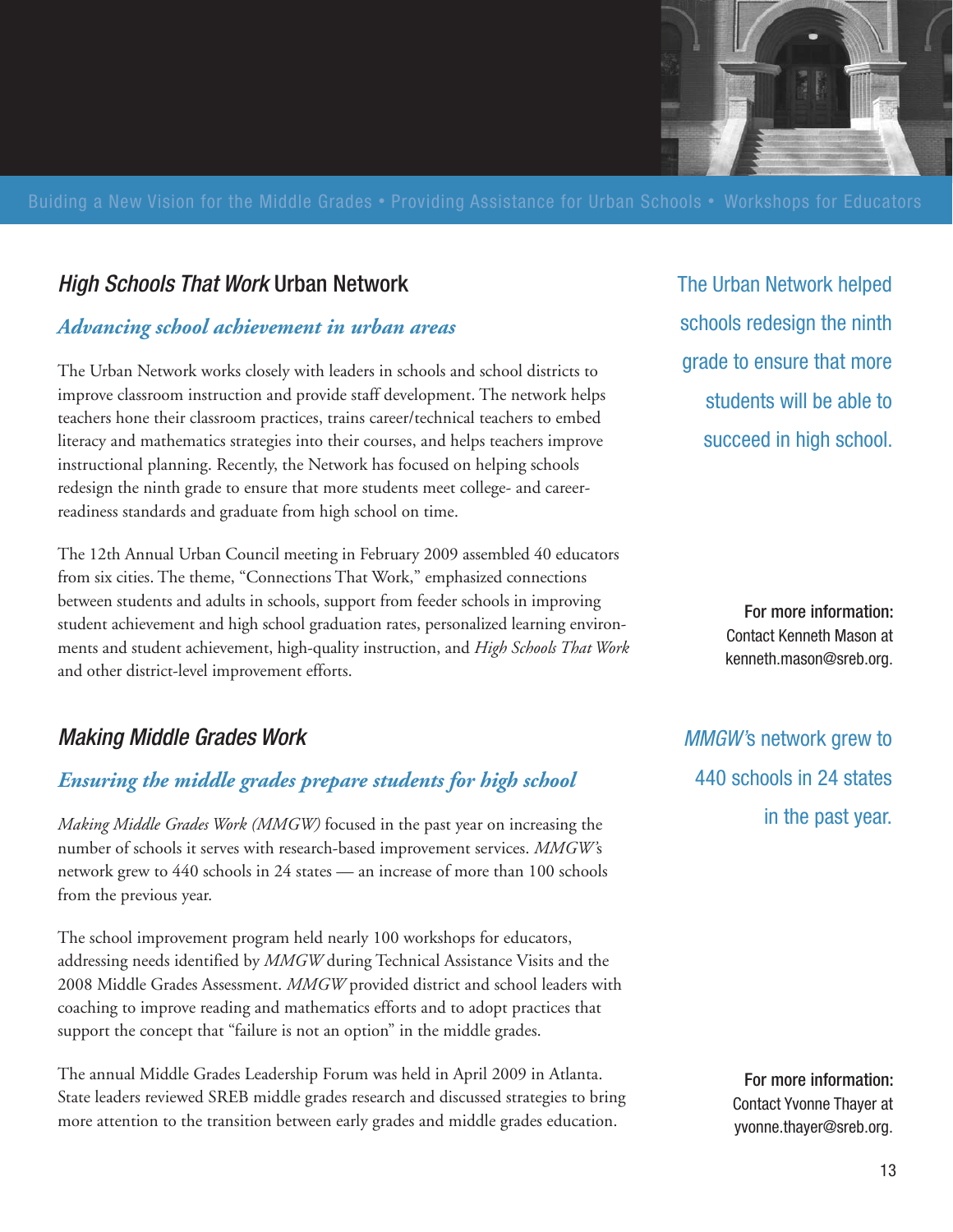Buiding a New Vision for the Middle Grades • Providing Assistance for Urban Schools • Workshops for Educators

## *High Schools That Work* Urban Network

### *Advancing school achievement in urban areas*

The Urban Network works closely with leaders in schools and school districts to improve classroom instruction and provide staff development. The network helps teachers hone their classroom practices, trains career/technical teachers to embed literacy and mathematics strategies into their courses, and helps teachers improve instructional planning. Recently, the Network has focused on helping schools redesign the ninth grade to ensure that more students meet college- and career-readiness standards and graduate from high school on time.

The 12th Annual Urban Council meeting in February 2009 assembled 40 educators from six cities. The theme, "Connections That Work," emphasized connections between students and adults in schools, support from feeder schools in improving student achievement and high school graduation rates, personalized learning environments and student achievement, high-quality instruction, and *High Schools That Work* and other district-level improvement efforts.

The Urban Network helped schools redesign the ninth grade to ensure that more students will be able to succeed in high school.

**For more information:**
Contact Kenneth Mason at kenneth.mason@sreb.org.

## *Making Middle Grades Work*

### *Ensuring the middle grades prepare students for high school*

*Making Middle Grades Work (MMGW)* focused in the past year on increasing the number of schools it serves with research-based improvement services. *MMGW*'s network grew to 440 schools in 24 states — an increase of more than 100 schools from the previous year.

The school improvement program held nearly 100 workshops for educators, addressing needs identified by *MMGW* during Technical Assistance Visits and the 2008 Middle Grades Assessment. *MMGW* provided district and school leaders with coaching to improve reading and mathematics efforts and to adopt practices that support the concept that "failure is not an option" in the middle grades.

The annual Middle Grades Leadership Forum was held in April 2009 in Atlanta. State leaders reviewed SREB middle grades research and discussed strategies to bring more attention to the transition between early grades and middle grades education.

*MMGW*'s network grew to 440 schools in 24 states in the past year.

**For more information:**
Contact Yvonne Thayer at yvonne.thayer@sreb.org.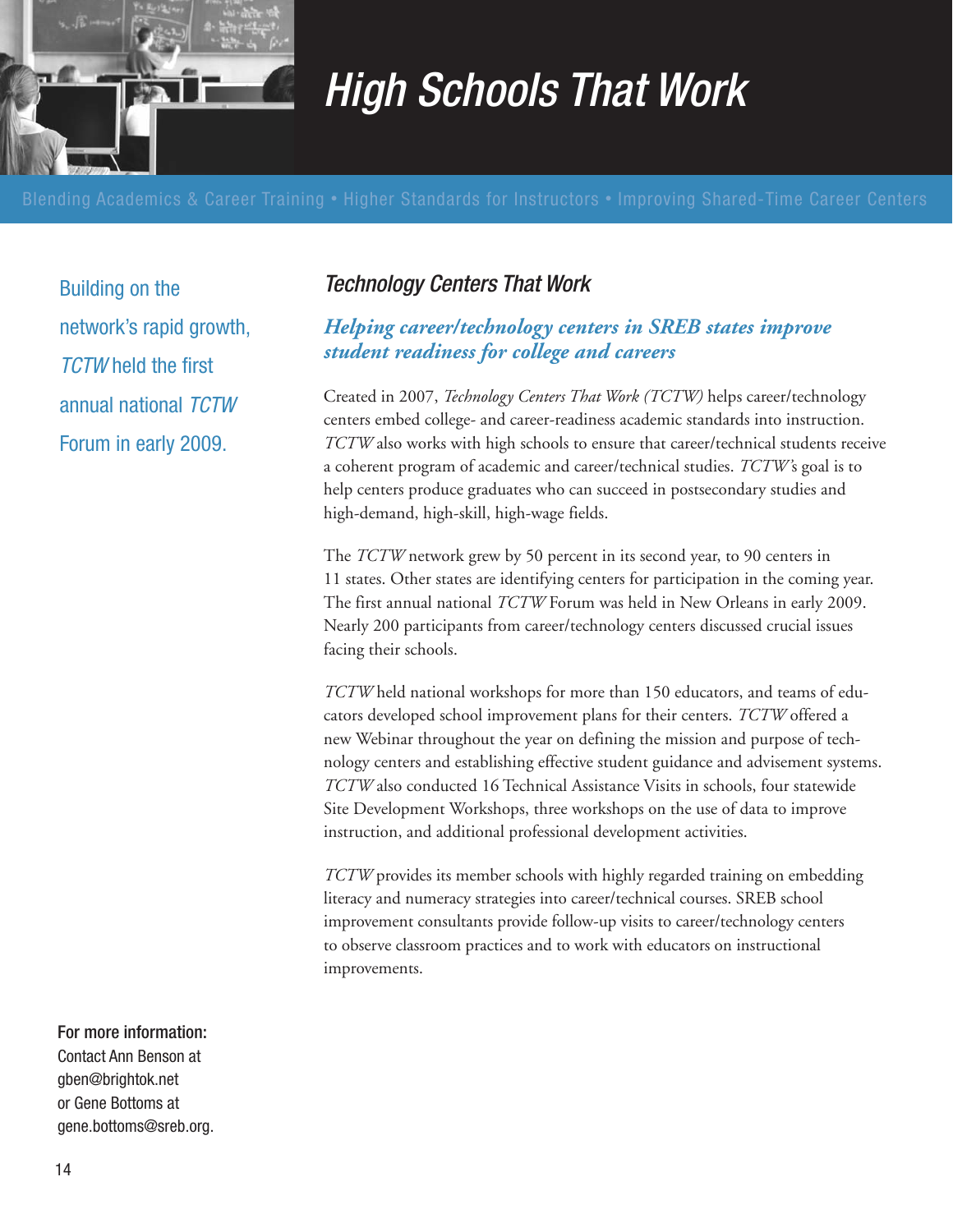# High Schools That Work

Blending Academics & Career Training • Higher Standards for Instructors • Improving Shared-Time Career Centers

Building on the network's rapid growth, *TCTW* held the first annual national *TCTW* Forum in early 2009.

## *Technology Centers That Work*

### *Helping career/technology centers in SREB states improve student readiness for college and careers*

Created in 2007, *Technology Centers That Work (TCTW)* helps career/technology centers embed college- and career-readiness academic standards into instruction. *TCTW* also works with high schools to ensure that career/technical students receive a coherent program of academic and career/technical studies. *TCTW's* goal is to help centers produce graduates who can succeed in postsecondary studies and high-demand, high-skill, high-wage fields.

The *TCTW* network grew by 50 percent in its second year, to 90 centers in 11 states. Other states are identifying centers for participation in the coming year. The first annual national *TCTW* Forum was held in New Orleans in early 2009. Nearly 200 participants from career/technology centers discussed crucial issues facing their schools.

*TCTW* held national workshops for more than 150 educators, and teams of educators developed school improvement plans for their centers. *TCTW* offered a new Webinar throughout the year on defining the mission and purpose of technology centers and establishing effective student guidance and advisement systems. *TCTW* also conducted 16 Technical Assistance Visits in schools, four statewide Site Development Workshops, three workshops on the use of data to improve instruction, and additional professional development activities.

*TCTW* provides its member schools with highly regarded training on embedding literacy and numeracy strategies into career/technical courses. SREB school improvement consultants provide follow-up visits to career/technology centers to observe classroom practices and to work with educators on instructional improvements.

**For more information:**
Contact Ann Benson at gben@brightok.net or Gene Bottoms at gene.bottoms@sreb.org.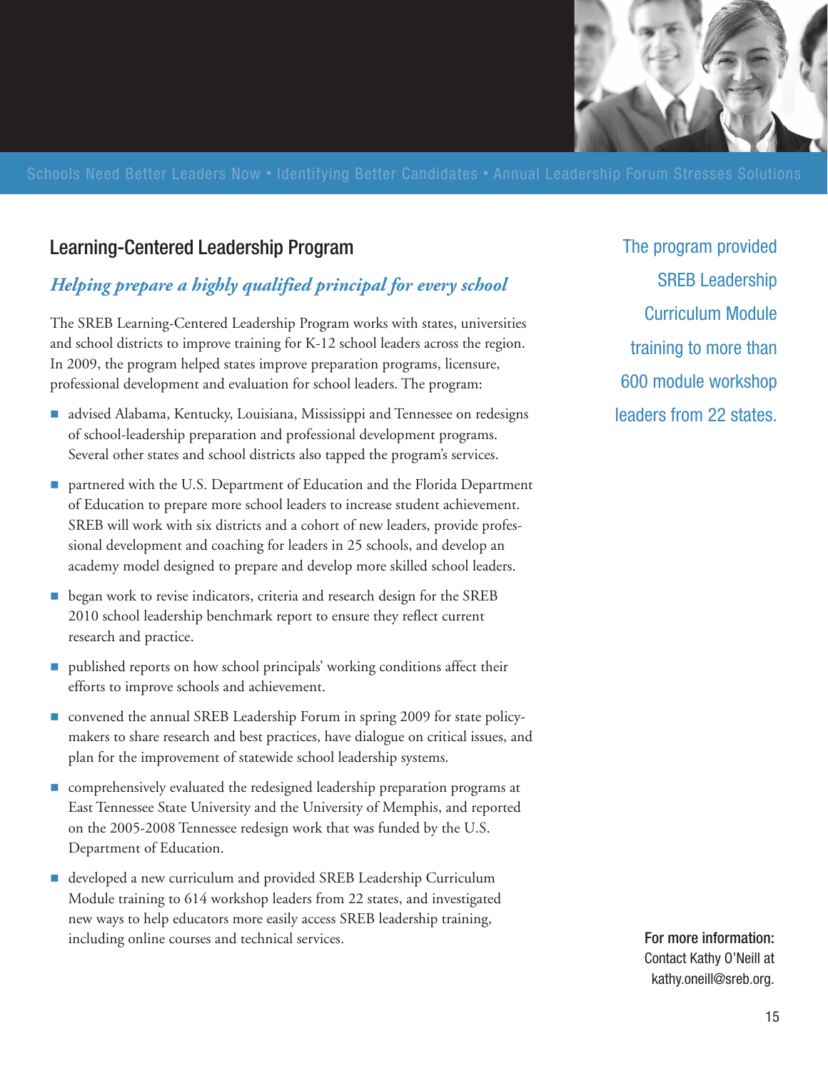Schools Need Better Leaders Now • Identifying Better Candidates • Annual Leadership Forum Stresses Solutions

## Learning-Centered Leadership Program

### *Helping prepare a highly qualified principal for every school*

The SREB Learning-Centered Leadership Program works with states, universities and school districts to improve training for K-12 school leaders across the region. In 2009, the program helped states improve preparation programs, licensure, professional development and evaluation for school leaders. The program:

- advised Alabama, Kentucky, Louisiana, Mississippi and Tennessee on redesigns of school-leadership preparation and professional development programs. Several other states and school districts also tapped the program's services.
- partnered with the U.S. Department of Education and the Florida Department of Education to prepare more school leaders to increase student achievement. SREB will work with six districts and a cohort of new leaders, provide professional development and coaching for leaders in 25 schools, and develop an academy model designed to prepare and develop more skilled school leaders.
- began work to revise indicators, criteria and research design for the SREB 2010 school leadership benchmark report to ensure they reflect current research and practice.
- published reports on how school principals' working conditions affect their efforts to improve schools and achievement.
- convened the annual SREB Leadership Forum in spring 2009 for state policymakers to share research and best practices, have dialogue on critical issues, and plan for the improvement of statewide school leadership systems.
- comprehensively evaluated the redesigned leadership preparation programs at East Tennessee State University and the University of Memphis, and reported on the 2005-2008 Tennessee redesign work that was funded by the U.S. Department of Education.
- developed a new curriculum and provided SREB Leadership Curriculum Module training to 614 workshop leaders from 22 states, and investigated new ways to help educators more easily access SREB leadership training, including online courses and technical services.

The program provided SREB Leadership Curriculum Module training to more than 600 module workshop leaders from 22 states.

**For more information:**
Contact Kathy O'Neill at kathy.oneill@sreb.org.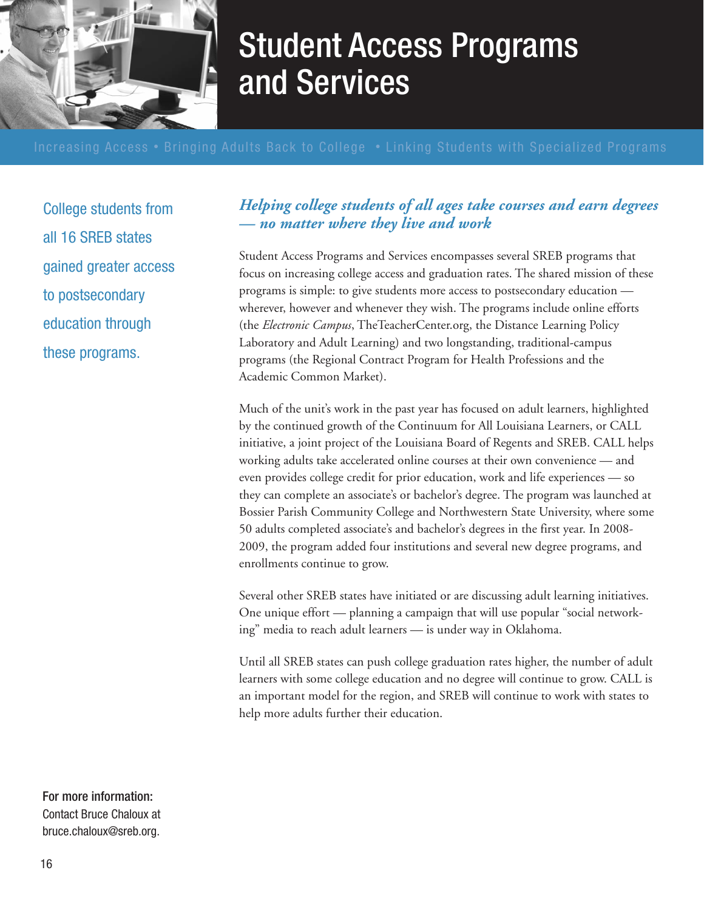# Student Access Programs and Services

Increasing Access • Bringing Adults Back to College • Linking Students with Specialized Programs

College students from all 16 SREB states gained greater access to postsecondary education through these programs.

## *Helping college students of all ages take courses and earn degrees — no matter where they live and work*

Student Access Programs and Services encompasses several SREB programs that focus on increasing college access and graduation rates. The shared mission of these programs is simple: to give students more access to postsecondary education — wherever, however and whenever they wish. The programs include online efforts (the *Electronic Campus*, TheTeacherCenter.org, the Distance Learning Policy Laboratory and Adult Learning) and two longstanding, traditional-campus programs (the Regional Contract Program for Health Professions and the Academic Common Market).

Much of the unit's work in the past year has focused on adult learners, highlighted by the continued growth of the Continuum for All Louisiana Learners, or CALL initiative, a joint project of the Louisiana Board of Regents and SREB. CALL helps working adults take accelerated online courses at their own convenience — and even provides college credit for prior education, work and life experiences — so they can complete an associate's or bachelor's degree. The program was launched at Bossier Parish Community College and Northwestern State University, where some 50 adults completed associate's and bachelor's degrees in the first year. In 2008-2009, the program added four institutions and several new degree programs, and enrollments continue to grow.

Several other SREB states have initiated or are discussing adult learning initiatives. One unique effort — planning a campaign that will use popular "social networking" media to reach adult learners — is under way in Oklahoma.

Until all SREB states can push college graduation rates higher, the number of adult learners with some college education and no degree will continue to grow. CALL is an important model for the region, and SREB will continue to work with states to help more adults further their education.

**For more information:**
Contact Bruce Chaloux at bruce.chaloux@sreb.org.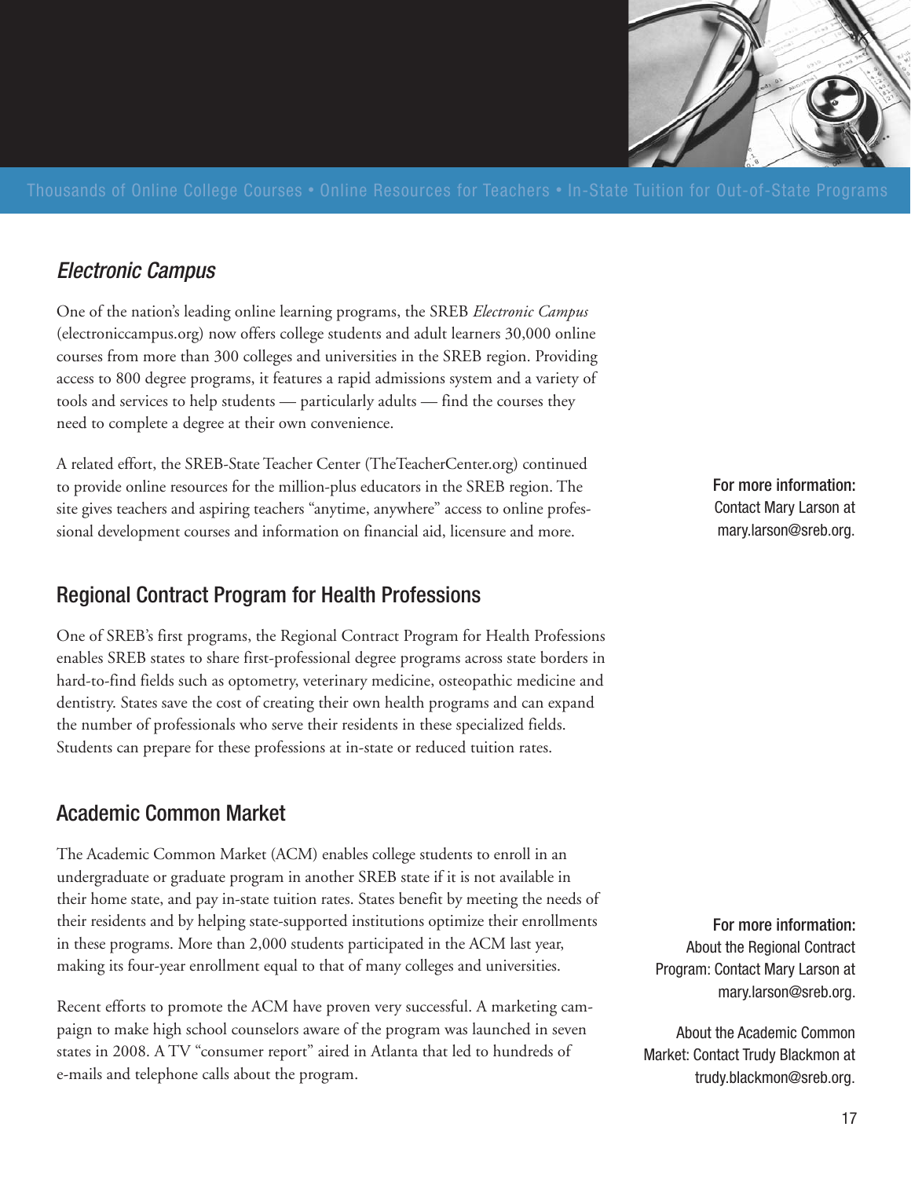Thousands of Online College Courses • Online Resources for Teachers • In-State Tuition for Out-of-State Programs

## *Electronic Campus*

One of the nation's leading online learning programs, the SREB *Electronic Campus* (electroniccampus.org) now offers college students and adult learners 30,000 online courses from more than 300 colleges and universities in the SREB region. Providing access to 800 degree programs, it features a rapid admissions system and a variety of tools and services to help students — particularly adults — find the courses they need to complete a degree at their own convenience.

A related effort, the SREB-State Teacher Center (TheTeacherCenter.org) continued to provide online resources for the million-plus educators in the SREB region. The site gives teachers and aspiring teachers "anytime, anywhere" access to online professional development courses and information on financial aid, licensure and more.

**For more information:** Contact Mary Larson at mary.larson@sreb.org.

## Regional Contract Program for Health Professions

One of SREB's first programs, the Regional Contract Program for Health Professions enables SREB states to share first-professional degree programs across state borders in hard-to-find fields such as optometry, veterinary medicine, osteopathic medicine and dentistry. States save the cost of creating their own health programs and can expand the number of professionals who serve their residents in these specialized fields. Students can prepare for these professions at in-state or reduced tuition rates.

## Academic Common Market

The Academic Common Market (ACM) enables college students to enroll in an undergraduate or graduate program in another SREB state if it is not available in their home state, and pay in-state tuition rates. States benefit by meeting the needs of their residents and by helping state-supported institutions optimize their enrollments in these programs. More than 2,000 students participated in the ACM last year, making its four-year enrollment equal to that of many colleges and universities.

Recent efforts to promote the ACM have proven very successful. A marketing campaign to make high school counselors aware of the program was launched in seven states in 2008. A TV "consumer report" aired in Atlanta that led to hundreds of e-mails and telephone calls about the program.

**For more information:** About the Regional Contract Program: Contact Mary Larson at mary.larson@sreb.org.

About the Academic Common Market: Contact Trudy Blackmon at trudy.blackmon@sreb.org.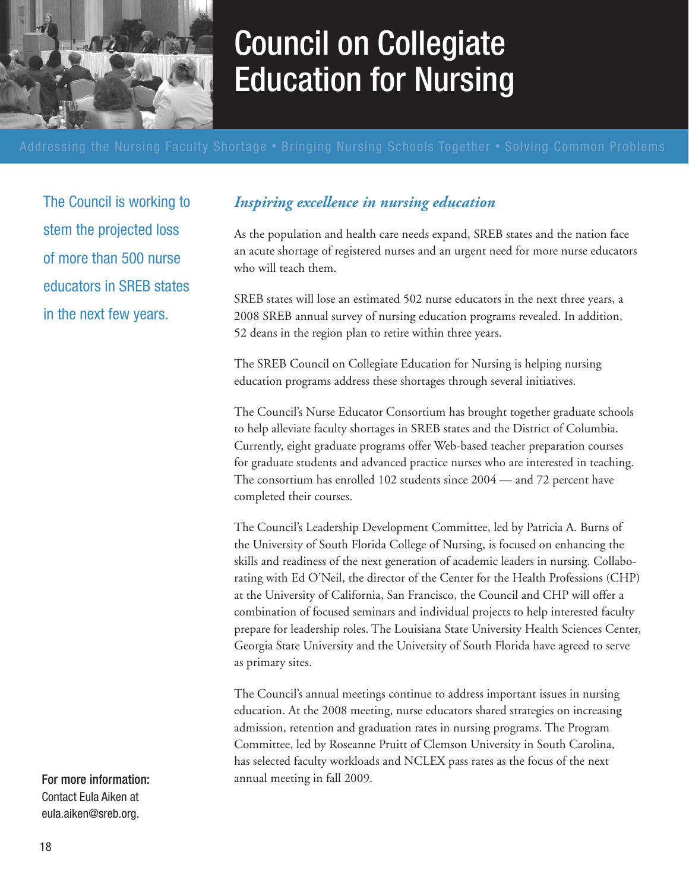# Council on Collegiate Education for Nursing

Addressing the Nursing Faculty Shortage • Bringing Nursing Schools Together • Solving Common Problems

The Council is working to stem the projected loss of more than 500 nurse educators in SREB states in the next few years.

## *Inspiring excellence in nursing education*

As the population and health care needs expand, SREB states and the nation face an acute shortage of registered nurses and an urgent need for more nurse educators who will teach them.

SREB states will lose an estimated 502 nurse educators in the next three years, a 2008 SREB annual survey of nursing education programs revealed. In addition, 52 deans in the region plan to retire within three years.

The SREB Council on Collegiate Education for Nursing is helping nursing education programs address these shortages through several initiatives.

The Council's Nurse Educator Consortium has brought together graduate schools to help alleviate faculty shortages in SREB states and the District of Columbia. Currently, eight graduate programs offer Web-based teacher preparation courses for graduate students and advanced practice nurses who are interested in teaching. The consortium has enrolled 102 students since 2004 — and 72 percent have completed their courses.

The Council's Leadership Development Committee, led by Patricia A. Burns of the University of South Florida College of Nursing, is focused on enhancing the skills and readiness of the next generation of academic leaders in nursing. Collaborating with Ed O'Neil, the director of the Center for the Health Professions (CHP) at the University of California, San Francisco, the Council and CHP will offer a combination of focused seminars and individual projects to help interested faculty prepare for leadership roles. The Louisiana State University Health Sciences Center, Georgia State University and the University of South Florida have agreed to serve as primary sites.

The Council's annual meetings continue to address important issues in nursing education. At the 2008 meeting, nurse educators shared strategies on increasing admission, retention and graduation rates in nursing programs. The Program Committee, led by Roseanne Pruitt of Clemson University in South Carolina, has selected faculty workloads and NCLEX pass rates as the focus of the next annual meeting in fall 2009.

**For more information:**
Contact Eula Aiken at eula.aiken@sreb.org.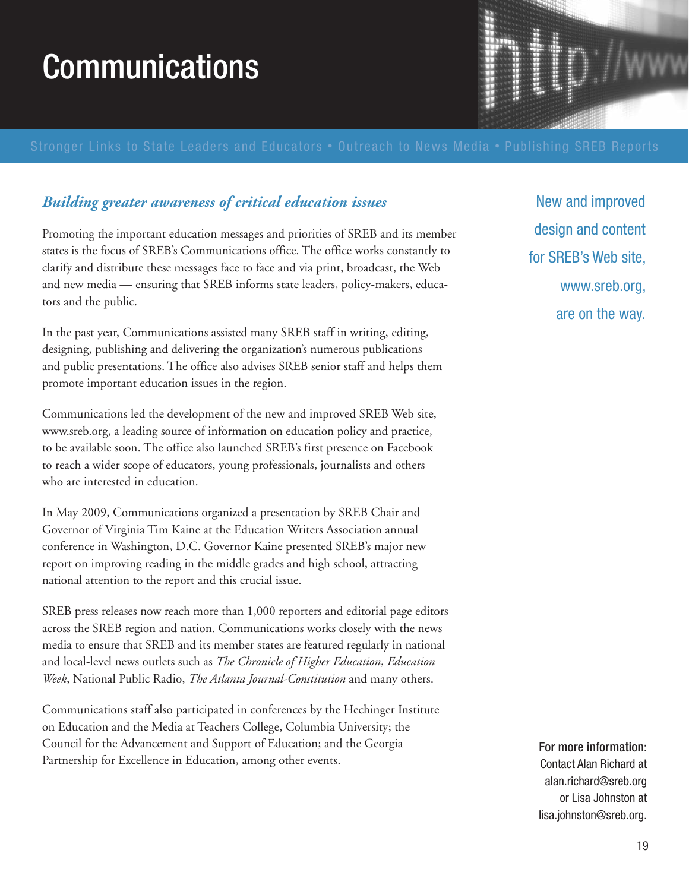# Communications

Stronger Links to State Leaders and Educators • Outreach to News Media • Publishing SREB Reports

### *Building greater awareness of critical education issues*

Promoting the important education messages and priorities of SREB and its member states is the focus of SREB's Communications office. The office works constantly to clarify and distribute these messages face to face and via print, broadcast, the Web and new media — ensuring that SREB informs state leaders, policy-makers, educators and the public.

In the past year, Communications assisted many SREB staff in writing, editing, designing, publishing and delivering the organization's numerous publications and public presentations. The office also advises SREB senior staff and helps them promote important education issues in the region.

Communications led the development of the new and improved SREB Web site, www.sreb.org, a leading source of information on education policy and practice, to be available soon. The office also launched SREB's first presence on Facebook to reach a wider scope of educators, young professionals, journalists and others who are interested in education.

In May 2009, Communications organized a presentation by SREB Chair and Governor of Virginia Tim Kaine at the Education Writers Association annual conference in Washington, D.C. Governor Kaine presented SREB's major new report on improving reading in the middle grades and high school, attracting national attention to the report and this crucial issue.

SREB press releases now reach more than 1,000 reporters and editorial page editors across the SREB region and nation. Communications works closely with the news media to ensure that SREB and its member states are featured regularly in national and local-level news outlets such as *The Chronicle of Higher Education*, *Education Week*, National Public Radio, *The Atlanta Journal-Constitution* and many others.

Communications staff also participated in conferences by the Hechinger Institute on Education and the Media at Teachers College, Columbia University; the Council for the Advancement and Support of Education; and the Georgia Partnership for Excellence in Education, among other events.

New and improved design and content for SREB's Web site, www.sreb.org, are on the way.

**For more information:**
Contact Alan Richard at alan.richard@sreb.org or Lisa Johnston at lisa.johnston@sreb.org.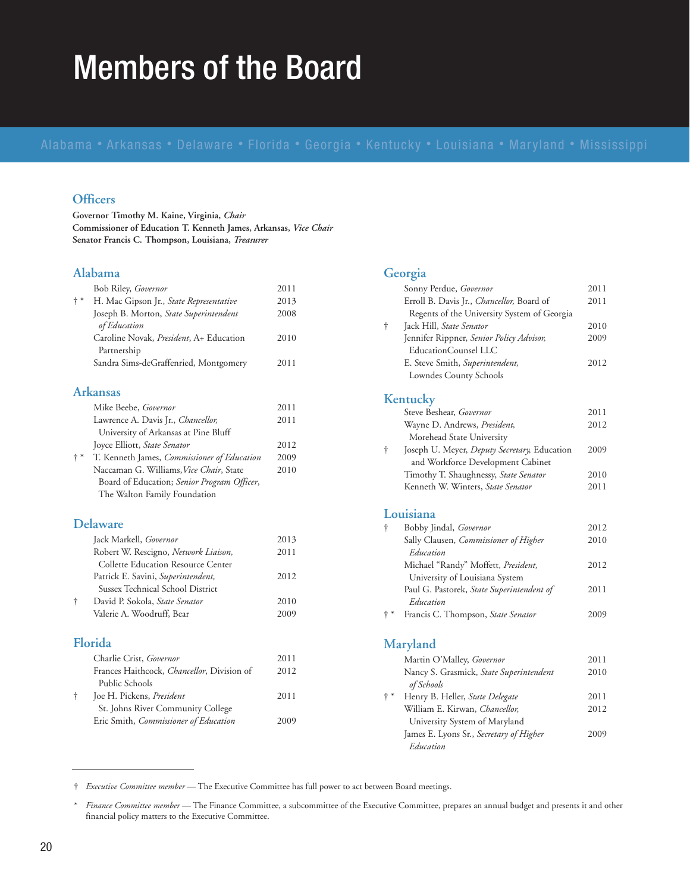# Members of the Board

Alabama • Arkansas • Delaware • Florida • Georgia • Kentucky • Louisiana • Maryland • Mississippi

## Officers

**Governor Timothy M. Kaine, Virginia, *Chair***
**Commissioner of Education T. Kenneth James, Arkansas, *Vice Chair***
**Senator Francis C. Thompson, Louisiana, *Treasurer***

## Alabama

| | Member | Term |
|---|---|---|
| | Bob Riley, *Governor* | 2011 |
| † * | H. Mac Gipson Jr., *State Representative* | 2013 |
| | Joseph B. Morton, *State Superintendent of Education* | 2008 |
| | Caroline Novak, *President*, A+ Education Partnership | 2010 |
| | Sandra Sims-deGraffenried, Montgomery | 2011 |

## Arkansas

| | Member | Term |
|---|---|---|
| | Mike Beebe, *Governor* | 2011 |
| | Lawrence A. Davis Jr., *Chancellor,* University of Arkansas at Pine Bluff | 2011 |
| | Joyce Elliott, *State Senator* | 2012 |
| † * | T. Kenneth James, *Commissioner of Education* | 2009 |
| | Naccaman G. Williams, *Vice Chair*, State Board of Education; *Senior Program Officer*, The Walton Family Foundation | 2010 |

## Delaware

| | Member | Term |
|---|---|---|
| | Jack Markell, *Governor* | 2013 |
| | Robert W. Rescigno, *Network Liaison,* Collette Education Resource Center | 2011 |
| | Patrick E. Savini, *Superintendent,* Sussex Technical School District | 2012 |
| † | David P. Sokola, *State Senator* | 2010 |
| | Valerie A. Woodruff, Bear | 2009 |

## Florida

| | Member | Term |
|---|---|---|
| | Charlie Crist, *Governor* | 2011 |
| | Frances Haithcock, *Chancellor*, Division of Public Schools | 2012 |
| † | Joe H. Pickens, *President* St. Johns River Community College | 2011 |
| | Eric Smith, *Commissioner of Education* | 2009 |

## Georgia

| | Member | Term |
|---|---|---|
| | Sonny Perdue, *Governor* | 2011 |
| | Erroll B. Davis Jr., *Chancellor,* Board of Regents of the University System of Georgia | 2011 |
| † | Jack Hill, *State Senator* | 2010 |
| | Jennifer Rippner, *Senior Policy Advisor,* EducationCounsel LLC | 2009 |
| | E. Steve Smith, *Superintendent,* Lowndes County Schools | 2012 |

## Kentucky

| | Member | Term |
|---|---|---|
| | Steve Beshear, *Governor* | 2011 |
| | Wayne D. Andrews, *President,* Morehead State University | 2012 |
| † | Joseph U. Meyer, *Deputy Secretary,* Education and Workforce Development Cabinet | 2009 |
| | Timothy T. Shaughnessy, *State Senator* | 2010 |
| | Kenneth W. Winters, *State Senator* | 2011 |

## Louisiana

| | Member | Term |
|---|---|---|
| † | Bobby Jindal, *Governor* | 2012 |
| | Sally Clausen, *Commissioner of Higher Education* | 2010 |
| | Michael "Randy" Moffett, *President,* University of Louisiana System | 2012 |
| | Paul G. Pastorek, *State Superintendent of Education* | 2011 |
| † * | Francis C. Thompson, *State Senator* | 2009 |

## Maryland

| | Member | Term |
|---|---|---|
| | Martin O'Malley, *Governor* | 2011 |
| | Nancy S. Grasmick, *State Superintendent of Schools* | 2010 |
| † * | Henry B. Heller, *State Delegate* | 2011 |
| | William E. Kirwan, *Chancellor,* University System of Maryland | 2012 |
| | James E. Lyons Sr., *Secretary of Higher Education* | 2009 |

† *Executive Committee member* — The Executive Committee has full power to act between Board meetings.

\* *Finance Committee member* — The Finance Committee, a subcommittee of the Executive Committee, prepares an annual budget and presents it and other financial policy matters to the Executive Committee.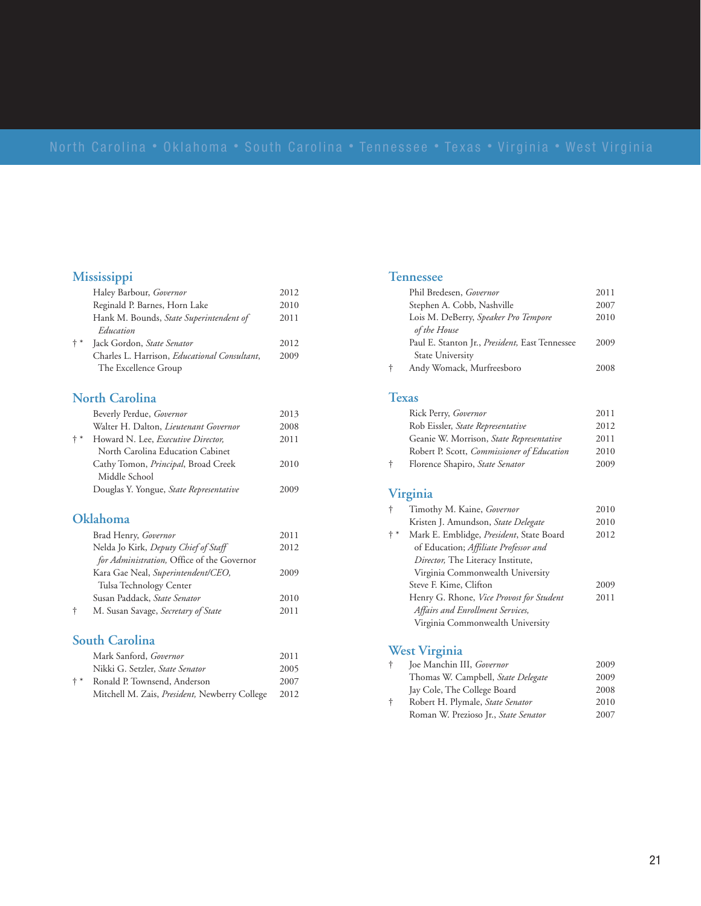North Carolina • Oklahoma • South Carolina • Tennessee • Texas • Virginia • West Virginia

## Mississippi

| | | |
|---|---|---|
| | Haley Barbour, *Governor* | 2012 |
| | Reginald P. Barnes, Horn Lake | 2010 |
| | Hank M. Bounds, *State Superintendent of Education* | 2011 |
| † * | Jack Gordon, *State Senator* | 2012 |
| | Charles L. Harrison, *Educational Consultant*, The Excellence Group | 2009 |

## North Carolina

| | | |
|---|---|---|
| | Beverly Perdue, *Governor* | 2013 |
| | Walter H. Dalton, *Lieutenant Governor* | 2008 |
| † * | Howard N. Lee, *Executive Director,* North Carolina Education Cabinet | 2011 |
| | Cathy Tomon, *Principal*, Broad Creek Middle School | 2010 |
| | Douglas Y. Yongue, *State Representative* | 2009 |

## Oklahoma

| | | |
|---|---|---|
| | Brad Henry, *Governor* | 2011 |
| | Nelda Jo Kirk, *Deputy Chief of Staff for Administration,* Office of the Governor | 2012 |
| | Kara Gae Neal, *Superintendent/CEO,* Tulsa Technology Center | 2009 |
| | Susan Paddack, *State Senator* | 2010 |
| † | M. Susan Savage, *Secretary of State* | 2011 |

## South Carolina

| | | |
|---|---|---|
| | Mark Sanford, *Governor* | 2011 |
| | Nikki G. Setzler, *State Senator* | 2005 |
| † * | Ronald P. Townsend, Anderson | 2007 |
| | Mitchell M. Zais, *President,* Newberry College | 2012 |

## Tennessee

| | | |
|---|---|---|
| | Phil Bredesen, *Governor* | 2011 |
| | Stephen A. Cobb, Nashville | 2007 |
| | Lois M. DeBerry, *Speaker Pro Tempore of the House* | 2010 |
| | Paul E. Stanton Jr., *President,* East Tennessee State University | 2009 |
| † | Andy Womack, Murfreesboro | 2008 |

## Texas

| | | |
|---|---|---|
| | Rick Perry, *Governor* | 2011 |
| | Rob Eissler, *State Representative* | 2012 |
| | Geanie W. Morrison, *State Representative* | 2011 |
| | Robert P. Scott, *Commissioner of Education* | 2010 |
| † | Florence Shapiro, *State Senator* | 2009 |

## Virginia

| | | |
|---|---|---|
| † | Timothy M. Kaine, *Governor* | 2010 |
| | Kristen J. Amundson, *State Delegate* | 2010 |
| † * | Mark E. Emblidge, *President*, State Board of Education; *Affiliate Professor and Director,* The Literacy Institute, Virginia Commonwealth University | 2012 |
| | Steve F. Kime, Clifton | 2009 |
| | Henry G. Rhone, *Vice Provost for Student Affairs and Enrollment Services,* Virginia Commonwealth University | 2011 |

## West Virginia

| | | |
|---|---|---|
| † | Joe Manchin III, *Governor* | 2009 |
| | Thomas W. Campbell, *State Delegate* | 2009 |
| | Jay Cole, The College Board | 2008 |
| † | Robert H. Plymale, *State Senator* | 2010 |
| | Roman W. Prezioso Jr., *State Senator* | 2007 |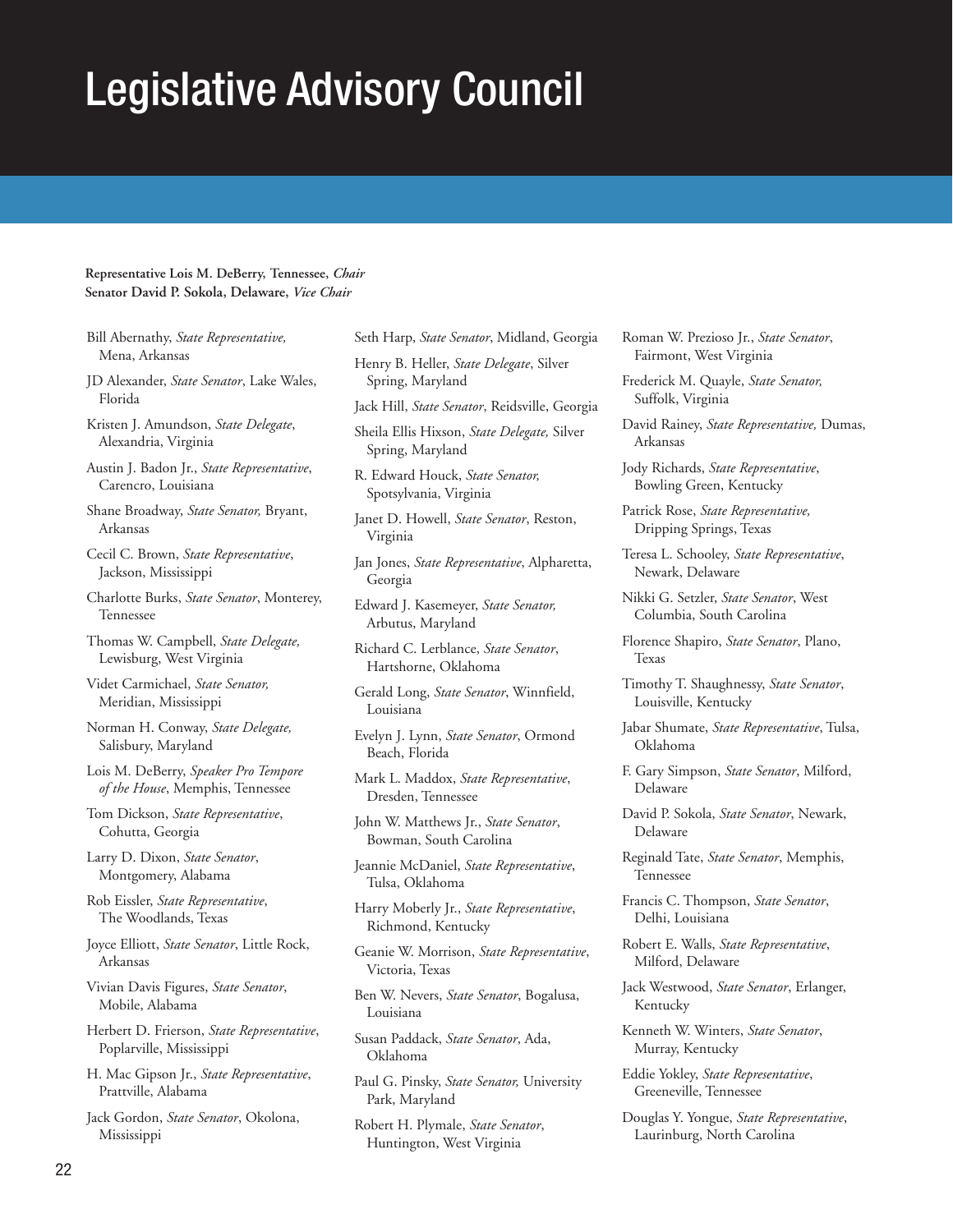# Legislative Advisory Council

**Representative Lois M. DeBerry, Tennessee, *Chair***
**Senator David P. Sokola, Delaware, *Vice Chair***

Bill Abernathy, *State Representative,* Mena, Arkansas

JD Alexander, *State Senator*, Lake Wales, Florida

Kristen J. Amundson, *State Delegate*, Alexandria, Virginia

Austin J. Badon Jr., *State Representative*, Carencro, Louisiana

Shane Broadway, *State Senator,* Bryant, Arkansas

Cecil C. Brown, *State Representative*, Jackson, Mississippi

Charlotte Burks, *State Senator*, Monterey, Tennessee

Thomas W. Campbell, *State Delegate,* Lewisburg, West Virginia

Videt Carmichael, *State Senator,* Meridian, Mississippi

Norman H. Conway, *State Delegate,* Salisbury, Maryland

Lois M. DeBerry, *Speaker Pro Tempore of the House*, Memphis, Tennessee

Tom Dickson, *State Representative*, Cohutta, Georgia

Larry D. Dixon, *State Senator*, Montgomery, Alabama

Rob Eissler, *State Representative*, The Woodlands, Texas

Joyce Elliott, *State Senator*, Little Rock, Arkansas

Vivian Davis Figures, *State Senator*, Mobile, Alabama

Herbert D. Frierson, *State Representative*, Poplarville, Mississippi

H. Mac Gipson Jr., *State Representative*, Prattville, Alabama

Jack Gordon, *State Senator*, Okolona, Mississippi

Seth Harp, *State Senator*, Midland, Georgia

Henry B. Heller, *State Delegate*, Silver Spring, Maryland

Jack Hill, *State Senator*, Reidsville, Georgia

Sheila Ellis Hixson, *State Delegate,* Silver Spring, Maryland

R. Edward Houck, *State Senator,* Spotsylvania, Virginia

Janet D. Howell, *State Senator*, Reston, Virginia

Jan Jones, *State Representative*, Alpharetta, Georgia

Edward J. Kasemeyer, *State Senator,* Arbutus, Maryland

Richard C. Lerblance, *State Senator*, Hartshorne, Oklahoma

Gerald Long, *State Senator*, Winnfield, Louisiana

Evelyn J. Lynn, *State Senator*, Ormond Beach, Florida

Mark L. Maddox, *State Representative*, Dresden, Tennessee

John W. Matthews Jr., *State Senator*, Bowman, South Carolina

Jeannie McDaniel, *State Representative*, Tulsa, Oklahoma

Harry Moberly Jr., *State Representative*, Richmond, Kentucky

Geanie W. Morrison, *State Representative*, Victoria, Texas

Ben W. Nevers, *State Senator*, Bogalusa, Louisiana

Susan Paddack, *State Senator*, Ada, Oklahoma

Paul G. Pinsky, *State Senator,* University Park, Maryland

Robert H. Plymale, *State Senator*, Huntington, West Virginia

Roman W. Prezioso Jr., *State Senator*, Fairmont, West Virginia

Frederick M. Quayle, *State Senator,* Suffolk, Virginia

David Rainey, *State Representative,* Dumas, Arkansas

Jody Richards, *State Representative*, Bowling Green, Kentucky

Patrick Rose, *State Representative,* Dripping Springs, Texas

Teresa L. Schooley, *State Representative*, Newark, Delaware

Nikki G. Setzler, *State Senator*, West Columbia, South Carolina

Florence Shapiro, *State Senator*, Plano, Texas

Timothy T. Shaughnessy, *State Senator*, Louisville, Kentucky

Jabar Shumate, *State Representative*, Tulsa, Oklahoma

F. Gary Simpson, *State Senator*, Milford, Delaware

David P. Sokola, *State Senator*, Newark, Delaware

Reginald Tate, *State Senator*, Memphis, Tennessee

Francis C. Thompson, *State Senator*, Delhi, Louisiana

Robert E. Walls, *State Representative*, Milford, Delaware

Jack Westwood, *State Senator*, Erlanger, Kentucky

Kenneth W. Winters, *State Senator*, Murray, Kentucky

Eddie Yokley, *State Representative*, Greeneville, Tennessee

Douglas Y. Yongue, *State Representative*, Laurinburg, North Carolina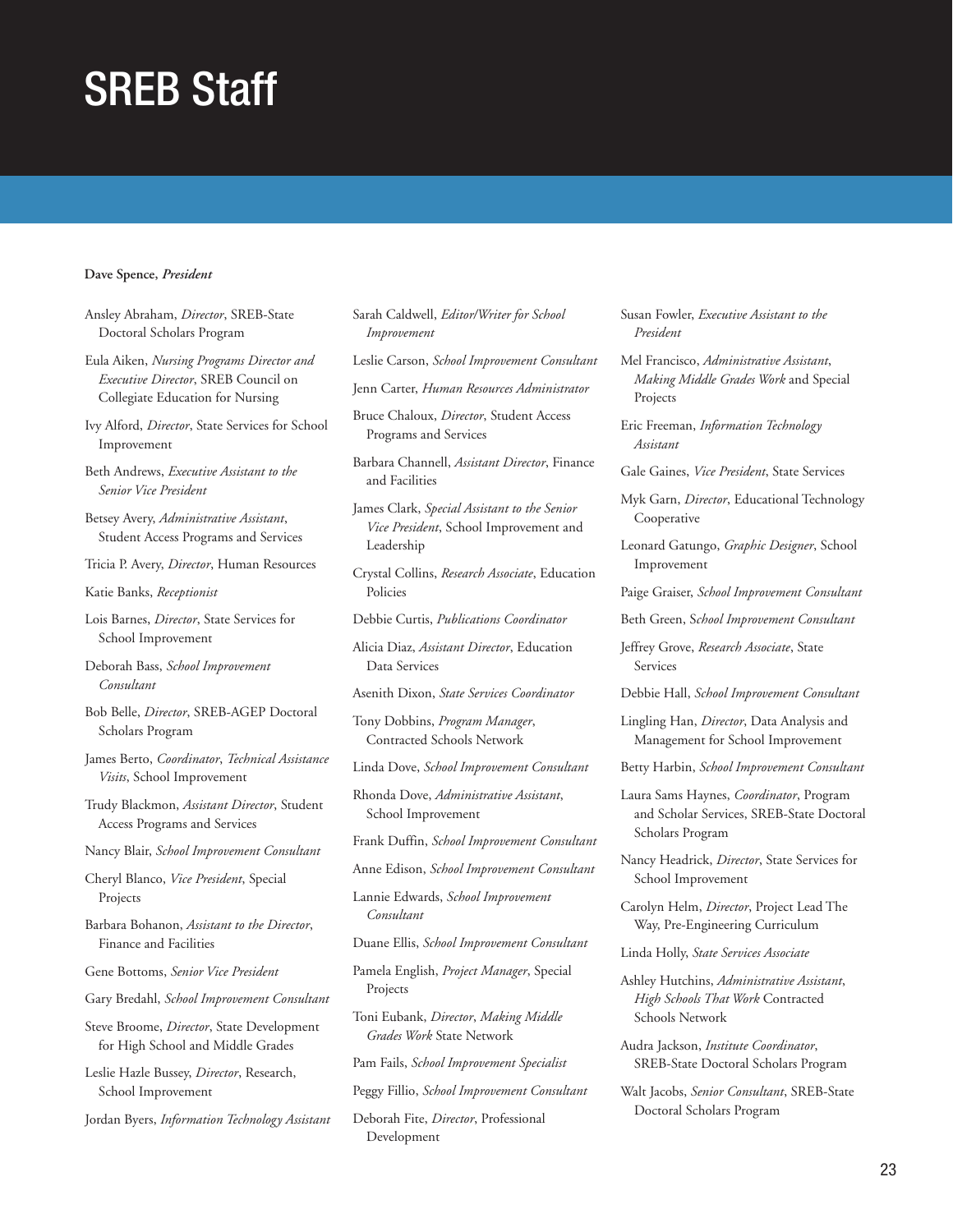# SREB Staff

**Dave Spence, *President***

Ansley Abraham, *Director*, SREB-State Doctoral Scholars Program

Eula Aiken, *Nursing Programs Director and Executive Director*, SREB Council on Collegiate Education for Nursing

Ivy Alford, *Director*, State Services for School Improvement

Beth Andrews, *Executive Assistant to the Senior Vice President*

Betsey Avery, *Administrative Assistant*, Student Access Programs and Services

Tricia P. Avery, *Director*, Human Resources

Katie Banks, *Receptionist*

Lois Barnes, *Director*, State Services for School Improvement

Deborah Bass, *School Improvement Consultant*

Bob Belle, *Director*, SREB-AGEP Doctoral Scholars Program

James Berto, *Coordinator*, *Technical Assistance Visits*, School Improvement

Trudy Blackmon, *Assistant Director*, Student Access Programs and Services

Nancy Blair, *School Improvement Consultant*

Cheryl Blanco, *Vice President*, Special Projects

Barbara Bohanon, *Assistant to the Director*, Finance and Facilities

Gene Bottoms, *Senior Vice President*

Gary Bredahl, *School Improvement Consultant*

Steve Broome, *Director*, State Development for High School and Middle Grades

Leslie Hazle Bussey, *Director*, Research, School Improvement

Jordan Byers, *Information Technology Assistant*

Sarah Caldwell, *Editor/Writer for School Improvement*

Leslie Carson, *School Improvement Consultant*

Jenn Carter, *Human Resources Administrator*

Bruce Chaloux, *Director*, Student Access Programs and Services

Barbara Channell, *Assistant Director*, Finance and Facilities

James Clark, *Special Assistant to the Senior Vice President*, School Improvement and Leadership

Crystal Collins, *Research Associate*, Education Policies

Debbie Curtis, *Publications Coordinator*

Alicia Diaz, *Assistant Director*, Education Data Services

Asenith Dixon, *State Services Coordinator*

Tony Dobbins, *Program Manager*, Contracted Schools Network

Linda Dove, *School Improvement Consultant*

Rhonda Dove, *Administrative Assistant*, School Improvement

Frank Duffin, *School Improvement Consultant*

Anne Edison, *School Improvement Consultant*

Lannie Edwards, *School Improvement Consultant*

Duane Ellis, *School Improvement Consultant*

Pamela English, *Project Manager*, Special Projects

Toni Eubank, *Director*, *Making Middle Grades Work* State Network

Pam Fails, *School Improvement Specialist*

Peggy Fillio, *School Improvement Consultant*

Deborah Fite, *Director*, Professional Development

Susan Fowler, *Executive Assistant to the President*

Mel Francisco, *Administrative Assistant*, *Making Middle Grades Work* and Special Projects

Eric Freeman, *Information Technology Assistant*

Gale Gaines, *Vice President*, State Services

Myk Garn, *Director*, Educational Technology Cooperative

Leonard Gatungo, *Graphic Designer*, School Improvement

Paige Graiser, *School Improvement Consultant*

Beth Green, *School Improvement Consultant*

Jeffrey Grove, *Research Associate*, State Services

Debbie Hall, *School Improvement Consultant*

Lingling Han, *Director*, Data Analysis and Management for School Improvement

Betty Harbin, *School Improvement Consultant*

Laura Sams Haynes, *Coordinator*, Program and Scholar Services, SREB-State Doctoral Scholars Program

Nancy Headrick, *Director*, State Services for School Improvement

Carolyn Helm, *Director*, Project Lead The Way, Pre-Engineering Curriculum

Linda Holly, *State Services Associate*

Ashley Hutchins, *Administrative Assistant*, *High Schools That Work* Contracted Schools Network

Audra Jackson, *Institute Coordinator*, SREB-State Doctoral Scholars Program

Walt Jacobs, *Senior Consultant*, SREB-State Doctoral Scholars Program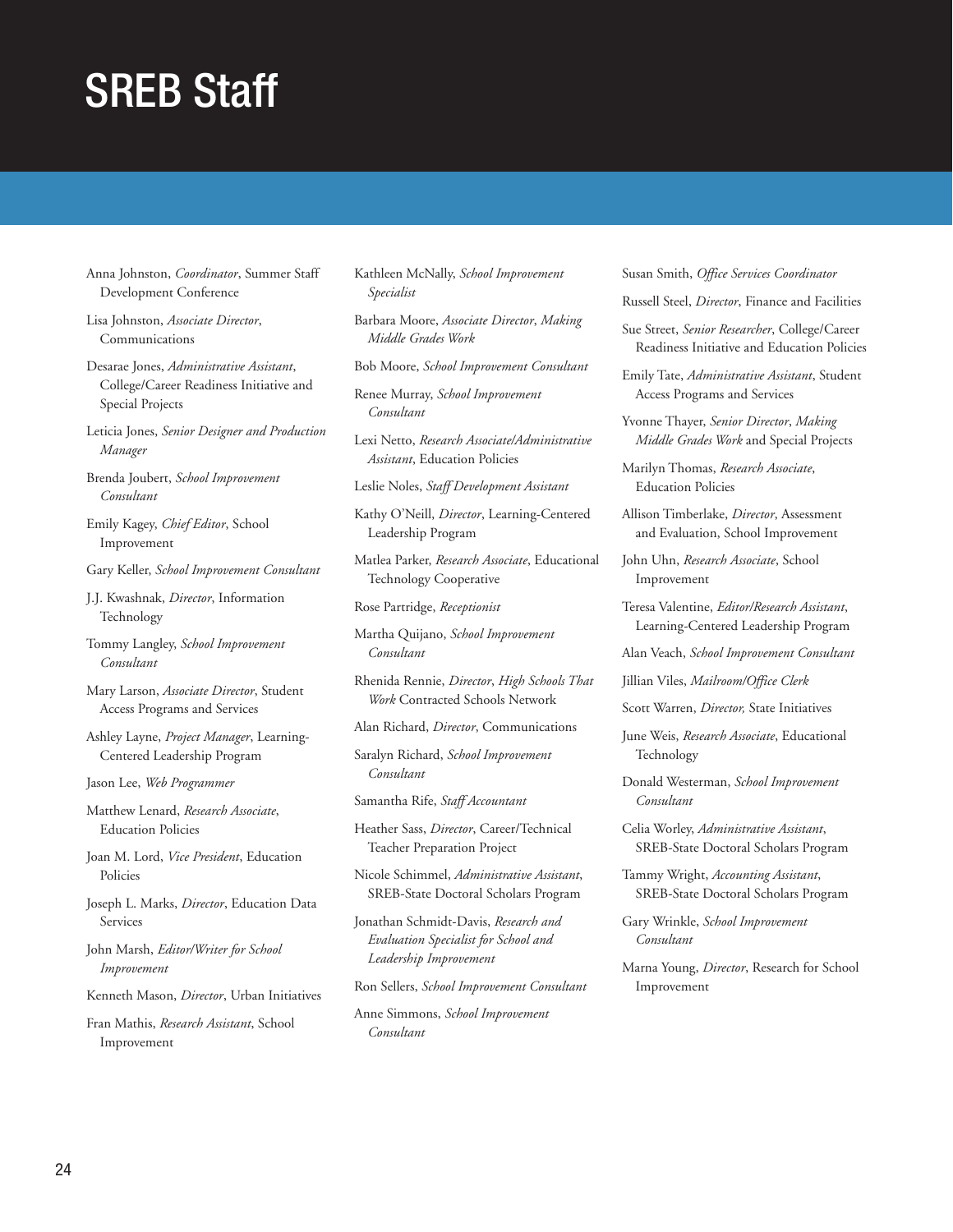# SREB Staff

Anna Johnston, *Coordinator*, Summer Staff Development Conference

Lisa Johnston, *Associate Director*, Communications

Desarae Jones, *Administrative Assistant*, College/Career Readiness Initiative and Special Projects

Leticia Jones, *Senior Designer and Production Manager*

Brenda Joubert, *School Improvement Consultant*

Emily Kagey, *Chief Editor*, School Improvement

Gary Keller, *School Improvement Consultant*

J.J. Kwashnak, *Director*, Information Technology

Tommy Langley, *School Improvement Consultant*

Mary Larson, *Associate Director*, Student Access Programs and Services

Ashley Layne, *Project Manager*, Learning-Centered Leadership Program

Jason Lee, *Web Programmer*

Matthew Lenard, *Research Associate*, Education Policies

Joan M. Lord, *Vice President*, Education Policies

Joseph L. Marks, *Director*, Education Data Services

John Marsh, *Editor/Writer for School Improvement*

Kenneth Mason, *Director*, Urban Initiatives

Fran Mathis, *Research Assistant*, School Improvement

Kathleen McNally, *School Improvement Specialist*

Barbara Moore, *Associate Director*, *Making Middle Grades Work*

Bob Moore, *School Improvement Consultant*

Renee Murray, *School Improvement Consultant*

Lexi Netto, *Research Associate/Administrative Assistant*, Education Policies

Leslie Noles, *Staff Development Assistant*

Kathy O'Neill, *Director*, Learning-Centered Leadership Program

Matlea Parker, *Research Associate*, Educational Technology Cooperative

Rose Partridge, *Receptionist*

Martha Quijano, *School Improvement Consultant*

Rhenida Rennie, *Director*, *High Schools That Work* Contracted Schools Network

Alan Richard, *Director*, Communications

Saralyn Richard, *School Improvement Consultant*

Samantha Rife, *Staff Accountant*

Heather Sass, *Director*, Career/Technical Teacher Preparation Project

Nicole Schimmel, *Administrative Assistant*, SREB-State Doctoral Scholars Program

Jonathan Schmidt-Davis, *Research and Evaluation Specialist for School and Leadership Improvement*

Ron Sellers, *School Improvement Consultant*

Anne Simmons, *School Improvement Consultant*

Susan Smith, *Office Services Coordinator*

Russell Steel, *Director*, Finance and Facilities

Sue Street, *Senior Researcher*, College/Career Readiness Initiative and Education Policies

Emily Tate, *Administrative Assistant*, Student Access Programs and Services

Yvonne Thayer, *Senior Director*, *Making Middle Grades Work* and Special Projects

Marilyn Thomas, *Research Associate*, Education Policies

Allison Timberlake, *Director*, Assessment and Evaluation, School Improvement

John Uhn, *Research Associate*, School Improvement

Teresa Valentine, *Editor/Research Assistant*, Learning-Centered Leadership Program

Alan Veach, *School Improvement Consultant*

Jillian Viles, *Mailroom/Office Clerk*

Scott Warren, *Director,* State Initiatives

June Weis, *Research Associate*, Educational Technology

Donald Westerman, *School Improvement Consultant*

Celia Worley, *Administrative Assistant*, SREB-State Doctoral Scholars Program

Tammy Wright, *Accounting Assistant*, SREB-State Doctoral Scholars Program

Gary Wrinkle, *School Improvement Consultant*

Marna Young, *Director*, Research for School Improvement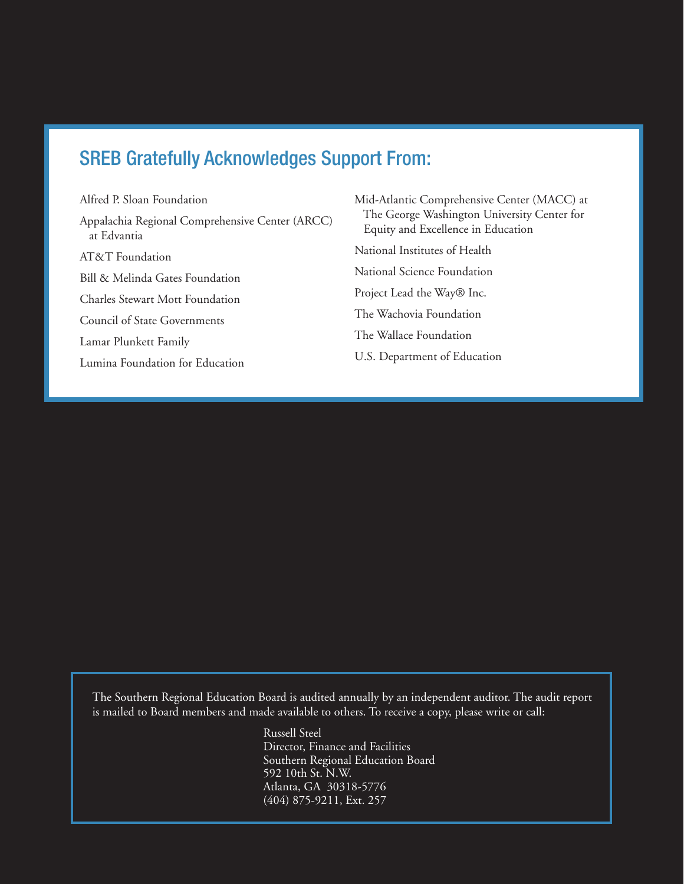## SREB Gratefully Acknowledges Support From:

- Alfred P. Sloan Foundation
- Appalachia Regional Comprehensive Center (ARCC) at Edvantia
- AT&T Foundation
- Bill & Melinda Gates Foundation
- Charles Stewart Mott Foundation
- Council of State Governments
- Lamar Plunkett Family
- Lumina Foundation for Education
- Mid-Atlantic Comprehensive Center (MACC) at The George Washington University Center for Equity and Excellence in Education
- National Institutes of Health
- National Science Foundation
- Project Lead the Way® Inc.
- The Wachovia Foundation
- The Wallace Foundation
- U.S. Department of Education

The Southern Regional Education Board is audited annually by an independent auditor. The audit report is mailed to Board members and made available to others. To receive a copy, please write or call:

Russell Steel
Director, Finance and Facilities
Southern Regional Education Board
592 10th St. N.W.
Atlanta, GA 30318-5776
(404) 875-9211, Ext. 257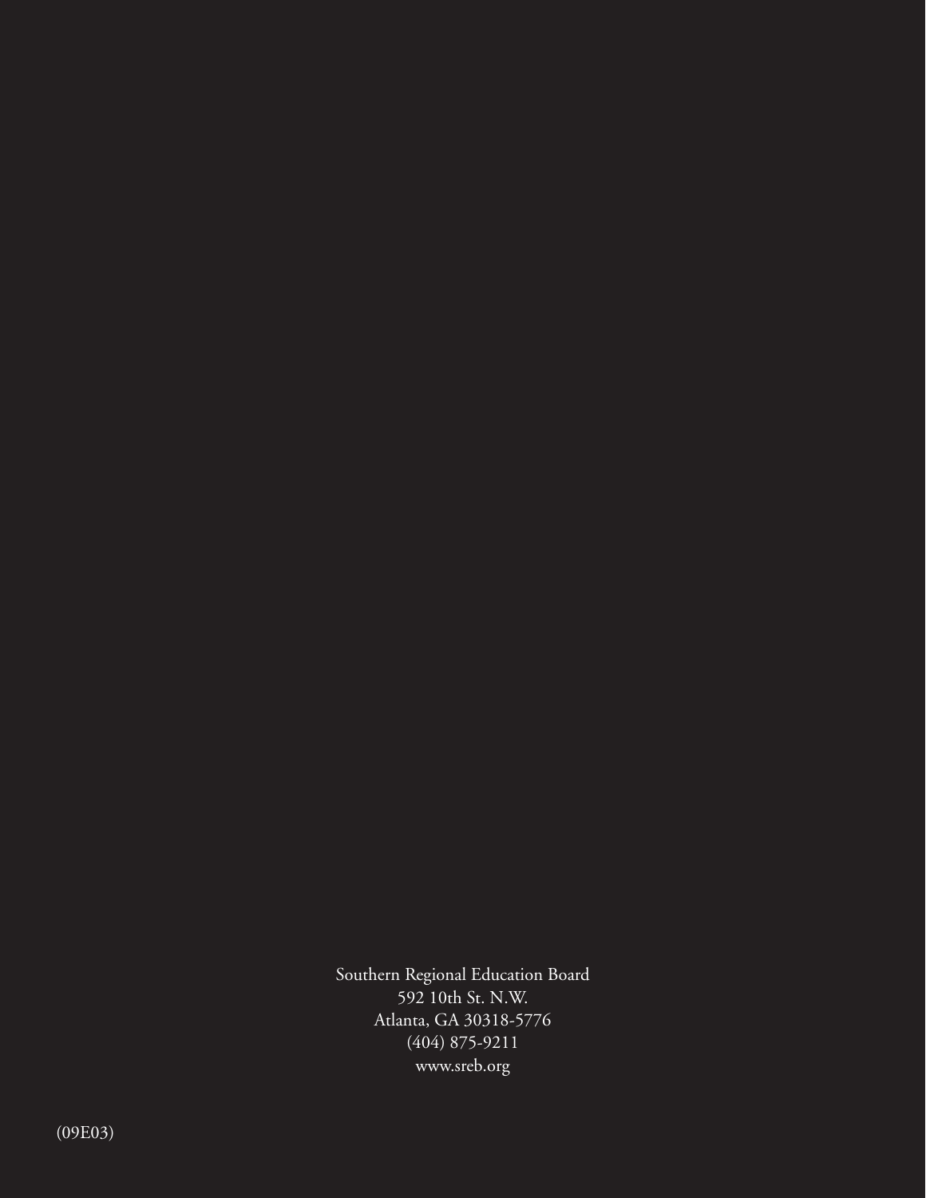Southern Regional Education Board
592 10th St. N.W.
Atlanta, GA 30318-5776
(404) 875-9211
www.sreb.org

(09E03)